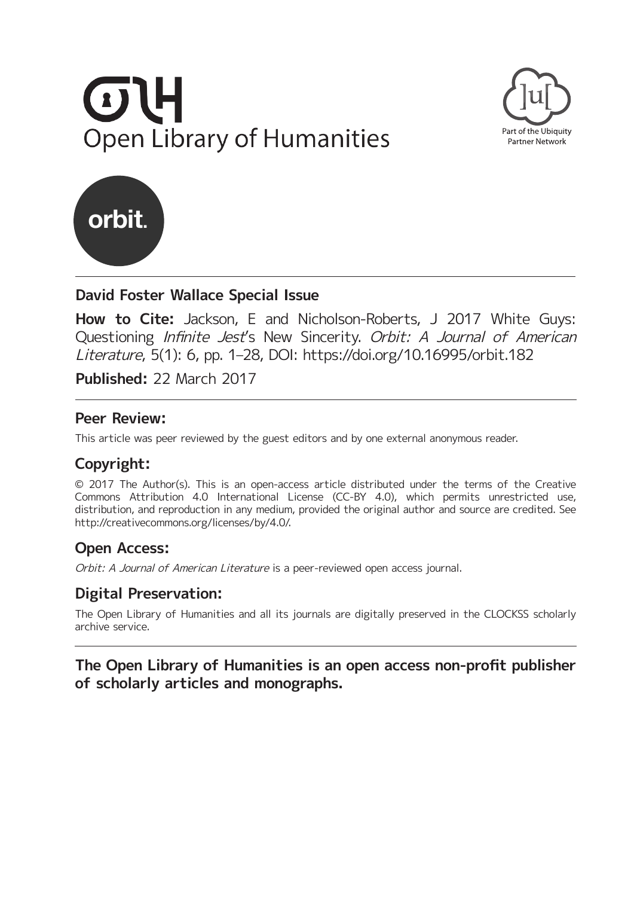Open Library of Humanities

Part of the Ubiquity Partner Network

orbit.

## David Foster Wallace Special Issue

**How to Cite:** Jackson, E and Nicholson-Roberts, J 2017 White Guys: Questioning *Infinite Jest*'s New Sincerity. *Orbit: A Journal of American Literature*, 5(1): 6, pp. 1–28, DOI: https://doi.org/10.16995/orbit.182

**Published:** 22 March 2017

## Peer Review:

This article was peer reviewed by the guest editors and by one external anonymous reader.

## Copyright:

© 2017 The Author(s). This is an open-access article distributed under the terms of the Creative Commons Attribution 4.0 International License (CC-BY 4.0), which permits unrestricted use, distribution, and reproduction in any medium, provided the original author and source are credited. See http://creativecommons.org/licenses/by/4.0/.

## Open Access:

*Orbit: A Journal of American Literature* is a peer-reviewed open access journal.

## Digital Preservation:

The Open Library of Humanities and all its journals are digitally preserved in the CLOCKSS scholarly archive service.

**The Open Library of Humanities is an open access non-profit publisher of scholarly articles and monographs.**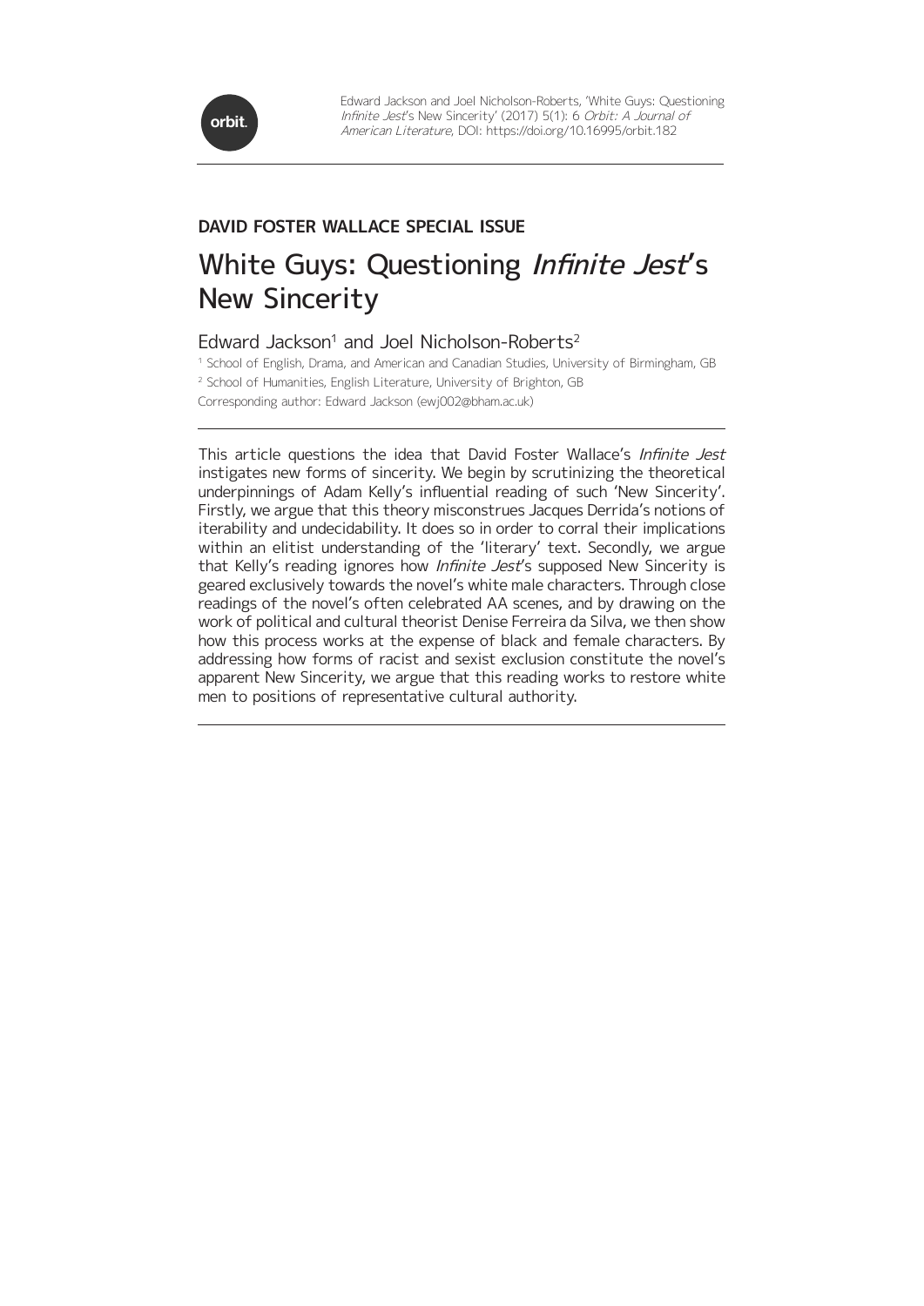Edward Jackson and Joel Nicholson-Roberts, 'White Guys: Questioning *Infinite Jest*'s New Sincerity' (2017) 5(1): 6 *Orbit: A Journal of American Literature*, DOI: https://doi.org/10.16995/orbit.182

**DAVID FOSTER WALLACE SPECIAL ISSUE**

# White Guys: Questioning *Infinite Jest*'s New Sincerity

Edward Jackson[1] and Joel Nicholson-Roberts[2]

[1] School of English, Drama, and American and Canadian Studies, University of Birmingham, GB

[2] School of Humanities, English Literature, University of Brighton, GB

Corresponding author: Edward Jackson (ewj002@bham.ac.uk)

This article questions the idea that David Foster Wallace's *Infinite Jest* instigates new forms of sincerity. We begin by scrutinizing the theoretical underpinnings of Adam Kelly's influential reading of such 'New Sincerity'. Firstly, we argue that this theory misconstrues Jacques Derrida's notions of iterability and undecidability. It does so in order to corral their implications within an elitist understanding of the 'literary' text. Secondly, we argue that Kelly's reading ignores how *Infinite Jest*'s supposed New Sincerity is geared exclusively towards the novel's white male characters. Through close readings of the novel's often celebrated AA scenes, and by drawing on the work of political and cultural theorist Denise Ferreira da Silva, we then show how this process works at the expense of black and female characters. By addressing how forms of racist and sexist exclusion constitute the novel's apparent New Sincerity, we argue that this reading works to restore white men to positions of representative cultural authority.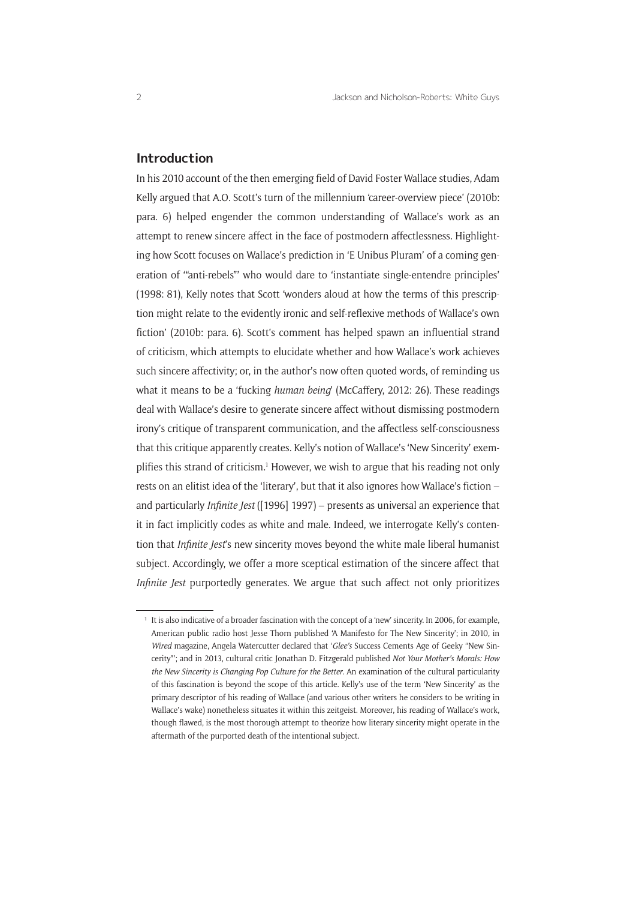## Introduction

In his 2010 account of the then emerging field of David Foster Wallace studies, Adam Kelly argued that A.O. Scott's turn of the millennium 'career-overview piece' (2010b: para. 6) helped engender the common understanding of Wallace's work as an attempt to renew sincere affect in the face of postmodern affectlessness. Highlighting how Scott focuses on Wallace's prediction in 'E Unibus Pluram' of a coming generation of '"anti-rebels"' who would dare to 'instantiate single-entendre principles' (1998: 81), Kelly notes that Scott 'wonders aloud at how the terms of this prescription might relate to the evidently ironic and self-reflexive methods of Wallace's own fiction' (2010b: para. 6). Scott's comment has helped spawn an influential strand of criticism, which attempts to elucidate whether and how Wallace's work achieves such sincere affectivity; or, in the author's now often quoted words, of reminding us what it means to be a 'fucking *human being*' (McCaffery, 2012: 26). These readings deal with Wallace's desire to generate sincere affect without dismissing postmodern irony's critique of transparent communication, and the affectless self-consciousness that this critique apparently creates. Kelly's notion of Wallace's 'New Sincerity' exemplifies this strand of criticism.[1] However, we wish to argue that his reading not only rests on an elitist idea of the 'literary', but that it also ignores how Wallace's fiction – and particularly *Infinite Jest* ([1996] 1997) – presents as universal an experience that it in fact implicitly codes as white and male. Indeed, we interrogate Kelly's contention that *Infinite Jest*'s new sincerity moves beyond the white male liberal humanist subject. Accordingly, we offer a more sceptical estimation of the sincere affect that *Infinite Jest* purportedly generates. We argue that such affect not only prioritizes

[1] It is also indicative of a broader fascination with the concept of a 'new' sincerity. In 2006, for example, American public radio host Jesse Thorn published 'A Manifesto for The New Sincerity'; in 2010, in *Wired* magazine, Angela Watercutter declared that '*Glee's* Success Cements Age of Geeky "New Sincerity"'; and in 2013, cultural critic Jonathan D. Fitzgerald published *Not Your Mother's Morals: How the New Sincerity is Changing Pop Culture for the Better*. An examination of the cultural particularity of this fascination is beyond the scope of this article. Kelly's use of the term 'New Sincerity' as the primary descriptor of his reading of Wallace (and various other writers he considers to be writing in Wallace's wake) nonetheless situates it within this zeitgeist. Moreover, his reading of Wallace's work, though flawed, is the most thorough attempt to theorize how literary sincerity might operate in the aftermath of the purported death of the intentional subject.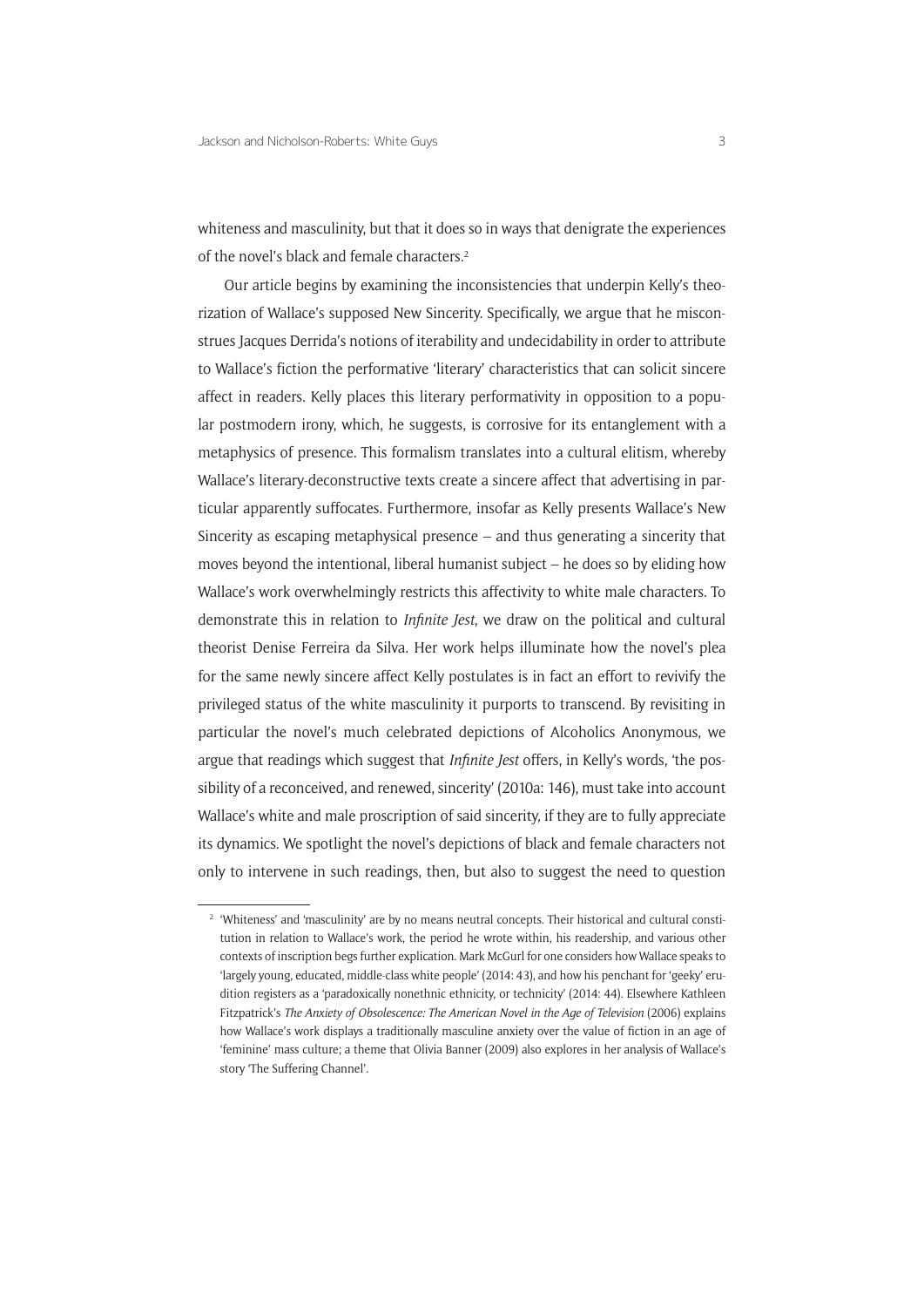whiteness and masculinity, but that it does so in ways that denigrate the experiences of the novel's black and female characters.[2]

Our article begins by examining the inconsistencies that underpin Kelly's theorization of Wallace's supposed New Sincerity. Specifically, we argue that he misconstrues Jacques Derrida's notions of iterability and undecidability in order to attribute to Wallace's fiction the performative 'literary' characteristics that can solicit sincere affect in readers. Kelly places this literary performativity in opposition to a popular postmodern irony, which, he suggests, is corrosive for its entanglement with a metaphysics of presence. This formalism translates into a cultural elitism, whereby Wallace's literary-deconstructive texts create a sincere affect that advertising in particular apparently suffocates. Furthermore, insofar as Kelly presents Wallace's New Sincerity as escaping metaphysical presence – and thus generating a sincerity that moves beyond the intentional, liberal humanist subject – he does so by eliding how Wallace's work overwhelmingly restricts this affectivity to white male characters. To demonstrate this in relation to *Infinite Jest*, we draw on the political and cultural theorist Denise Ferreira da Silva. Her work helps illuminate how the novel's plea for the same newly sincere affect Kelly postulates is in fact an effort to revivify the privileged status of the white masculinity it purports to transcend. By revisiting in particular the novel's much celebrated depictions of Alcoholics Anonymous, we argue that readings which suggest that *Infinite Jest* offers, in Kelly's words, 'the possibility of a reconceived, and renewed, sincerity' (2010a: 146), must take into account Wallace's white and male proscription of said sincerity, if they are to fully appreciate its dynamics. We spotlight the novel's depictions of black and female characters not only to intervene in such readings, then, but also to suggest the need to question

---

[2] 'Whiteness' and 'masculinity' are by no means neutral concepts. Their historical and cultural constitution in relation to Wallace's work, the period he wrote within, his readership, and various other contexts of inscription begs further explication. Mark McGurl for one considers how Wallace speaks to 'largely young, educated, middle-class white people' (2014: 43), and how his penchant for 'geeky' erudition registers as a 'paradoxically nonethnic ethnicity, or technicity' (2014: 44). Elsewhere Kathleen Fitzpatrick's *The Anxiety of Obsolescence: The American Novel in the Age of Television* (2006) explains how Wallace's work displays a traditionally masculine anxiety over the value of fiction in an age of 'feminine' mass culture; a theme that Olivia Banner (2009) also explores in her analysis of Wallace's story 'The Suffering Channel'.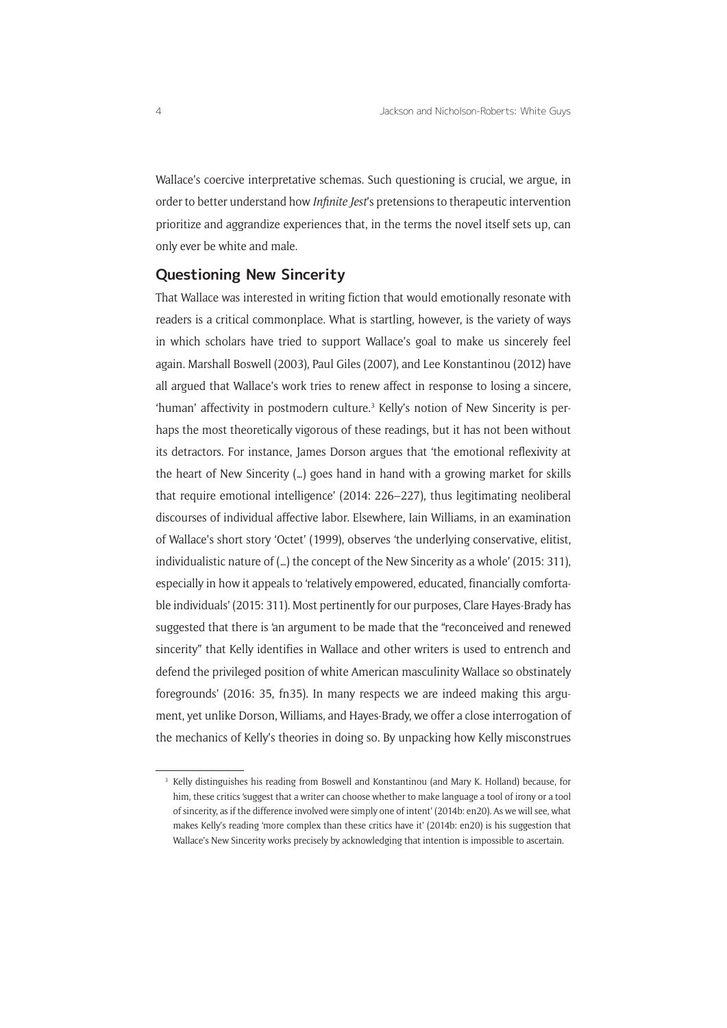Wallace's coercive interpretative schemas. Such questioning is crucial, we argue, in order to better understand how *Infinite Jest*'s pretensions to therapeutic intervention prioritize and aggrandize experiences that, in the terms the novel itself sets up, can only ever be white and male.

## Questioning New Sincerity

That Wallace was interested in writing fiction that would emotionally resonate with readers is a critical commonplace. What is startling, however, is the variety of ways in which scholars have tried to support Wallace's goal to make us sincerely feel again. Marshall Boswell (2003), Paul Giles (2007), and Lee Konstantinou (2012) have all argued that Wallace's work tries to renew affect in response to losing a sincere, 'human' affectivity in postmodern culture.[3] Kelly's notion of New Sincerity is perhaps the most theoretically vigorous of these readings, but it has not been without its detractors. For instance, James Dorson argues that 'the emotional reflexivity at the heart of New Sincerity (…) goes hand in hand with a growing market for skills that require emotional intelligence' (2014: 226–227), thus legitimating neoliberal discourses of individual affective labor. Elsewhere, Iain Williams, in an examination of Wallace's short story 'Octet' (1999), observes 'the underlying conservative, elitist, individualistic nature of (…) the concept of the New Sincerity as a whole' (2015: 311), especially in how it appeals to 'relatively empowered, educated, financially comfortable individuals' (2015: 311). Most pertinently for our purposes, Clare Hayes-Brady has suggested that there is 'an argument to be made that the "reconceived and renewed sincerity" that Kelly identifies in Wallace and other writers is used to entrench and defend the privileged position of white American masculinity Wallace so obstinately foregrounds' (2016: 35, fn35). In many respects we are indeed making this argument, yet unlike Dorson, Williams, and Hayes-Brady, we offer a close interrogation of the mechanics of Kelly's theories in doing so. By unpacking how Kelly misconstrues

[3] Kelly distinguishes his reading from Boswell and Konstantinou (and Mary K. Holland) because, for him, these critics 'suggest that a writer can choose whether to make language a tool of irony or a tool of sincerity, as if the difference involved were simply one of intent' (2014b: en20). As we will see, what makes Kelly's reading 'more complex than these critics have it' (2014b: en20) is his suggestion that Wallace's New Sincerity works precisely by acknowledging that intention is impossible to ascertain.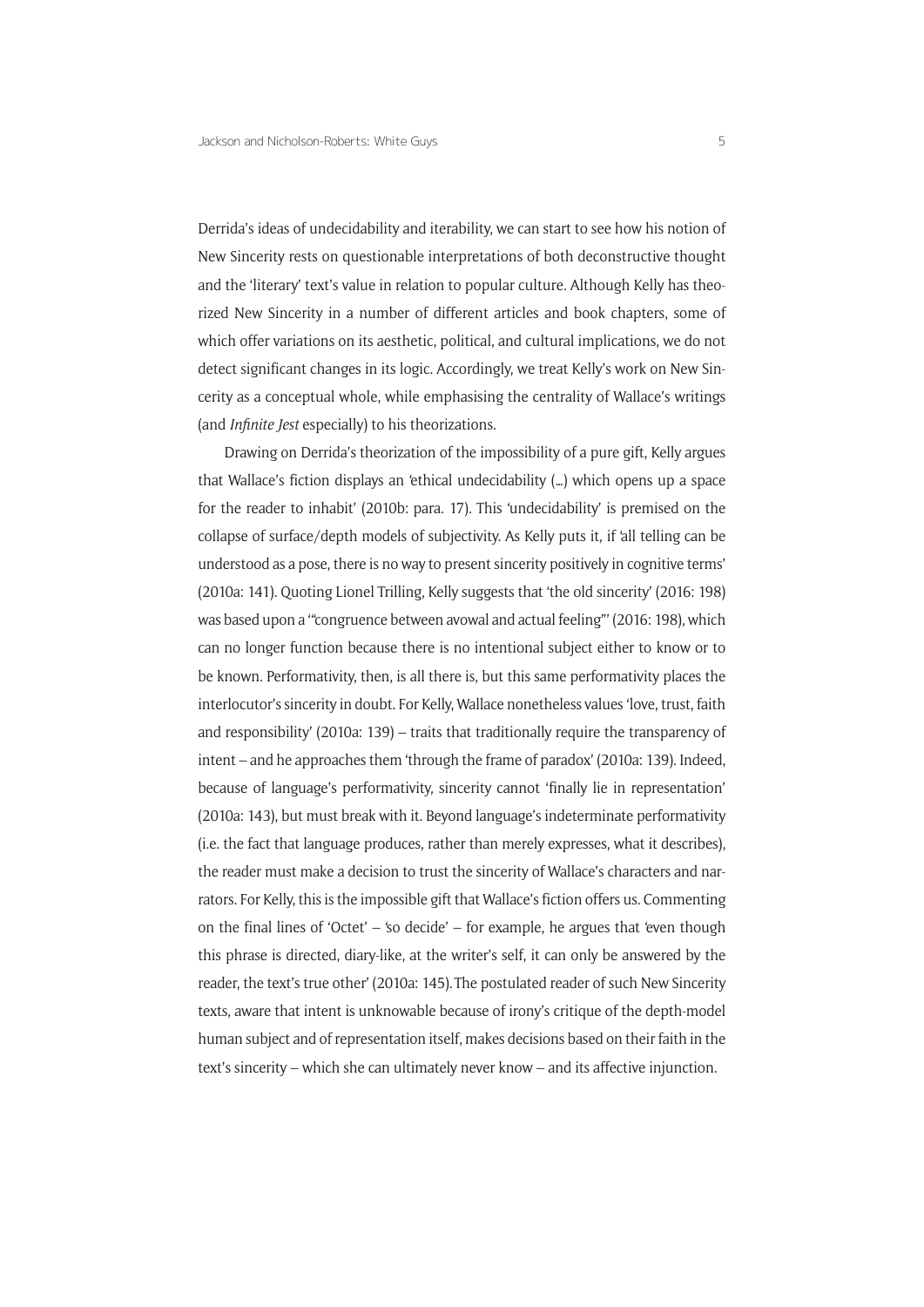Derrida's ideas of undecidability and iterability, we can start to see how his notion of New Sincerity rests on questionable interpretations of both deconstructive thought and the 'literary' text's value in relation to popular culture. Although Kelly has theorized New Sincerity in a number of different articles and book chapters, some of which offer variations on its aesthetic, political, and cultural implications, we do not detect significant changes in its logic. Accordingly, we treat Kelly's work on New Sincerity as a conceptual whole, while emphasising the centrality of Wallace's writings (and *Infinite Jest* especially) to his theorizations.

Drawing on Derrida's theorization of the impossibility of a pure gift, Kelly argues that Wallace's fiction displays an 'ethical undecidability (…) which opens up a space for the reader to inhabit' (2010b: para. 17). This 'undecidability' is premised on the collapse of surface/depth models of subjectivity. As Kelly puts it, if 'all telling can be understood as a pose, there is no way to present sincerity positively in cognitive terms' (2010a: 141). Quoting Lionel Trilling, Kelly suggests that 'the old sincerity' (2016: 198) was based upon a '"congruence between avowal and actual feeling"' (2016: 198), which can no longer function because there is no intentional subject either to know or to be known. Performativity, then, is all there is, but this same performativity places the interlocutor's sincerity in doubt. For Kelly, Wallace nonetheless values 'love, trust, faith and responsibility' (2010a: 139) – traits that traditionally require the transparency of intent – and he approaches them 'through the frame of paradox' (2010a: 139). Indeed, because of language's performativity, sincerity cannot 'finally lie in representation' (2010a: 143), but must break with it. Beyond language's indeterminate performativity (i.e. the fact that language produces, rather than merely expresses, what it describes), the reader must make a decision to trust the sincerity of Wallace's characters and narrators. For Kelly, this is the impossible gift that Wallace's fiction offers us. Commenting on the final lines of 'Octet' – 'so decide' – for example, he argues that 'even though this phrase is directed, diary-like, at the writer's self, it can only be answered by the reader, the text's true other' (2010a: 145). The postulated reader of such New Sincerity texts, aware that intent is unknowable because of irony's critique of the depth-model human subject and of representation itself, makes decisions based on their faith in the text's sincerity – which she can ultimately never know – and its affective injunction.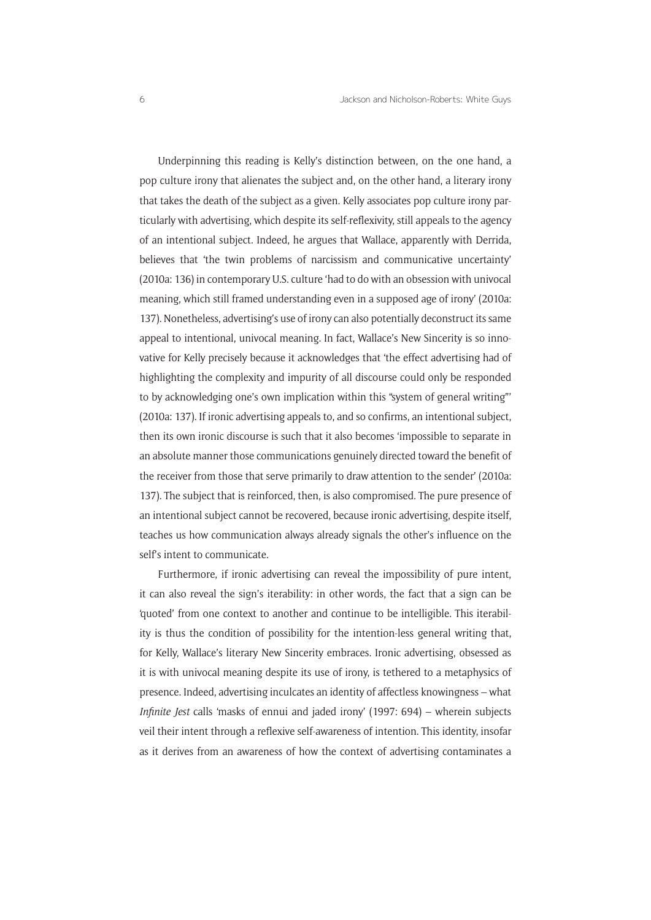Underpinning this reading is Kelly's distinction between, on the one hand, a pop culture irony that alienates the subject and, on the other hand, a literary irony that takes the death of the subject as a given. Kelly associates pop culture irony particularly with advertising, which despite its self-reflexivity, still appeals to the agency of an intentional subject. Indeed, he argues that Wallace, apparently with Derrida, believes that 'the twin problems of narcissism and communicative uncertainty' (2010a: 136) in contemporary U.S. culture 'had to do with an obsession with univocal meaning, which still framed understanding even in a supposed age of irony' (2010a: 137). Nonetheless, advertising's use of irony can also potentially deconstruct its same appeal to intentional, univocal meaning. In fact, Wallace's New Sincerity is so innovative for Kelly precisely because it acknowledges that 'the effect advertising had of highlighting the complexity and impurity of all discourse could only be responded to by acknowledging one's own implication within this "system of general writing"' (2010a: 137). If ironic advertising appeals to, and so confirms, an intentional subject, then its own ironic discourse is such that it also becomes 'impossible to separate in an absolute manner those communications genuinely directed toward the benefit of the receiver from those that serve primarily to draw attention to the sender' (2010a: 137). The subject that is reinforced, then, is also compromised. The pure presence of an intentional subject cannot be recovered, because ironic advertising, despite itself, teaches us how communication always already signals the other's influence on the self's intent to communicate.

Furthermore, if ironic advertising can reveal the impossibility of pure intent, it can also reveal the sign's iterability: in other words, the fact that a sign can be 'quoted' from one context to another and continue to be intelligible. This iterability is thus the condition of possibility for the intention-less general writing that, for Kelly, Wallace's literary New Sincerity embraces. Ironic advertising, obsessed as it is with univocal meaning despite its use of irony, is tethered to a metaphysics of presence. Indeed, advertising inculcates an identity of affectless knowingness – what *Infinite Jest* calls 'masks of ennui and jaded irony' (1997: 694) – wherein subjects veil their intent through a reflexive self-awareness of intention. This identity, insofar as it derives from an awareness of how the context of advertising contaminates a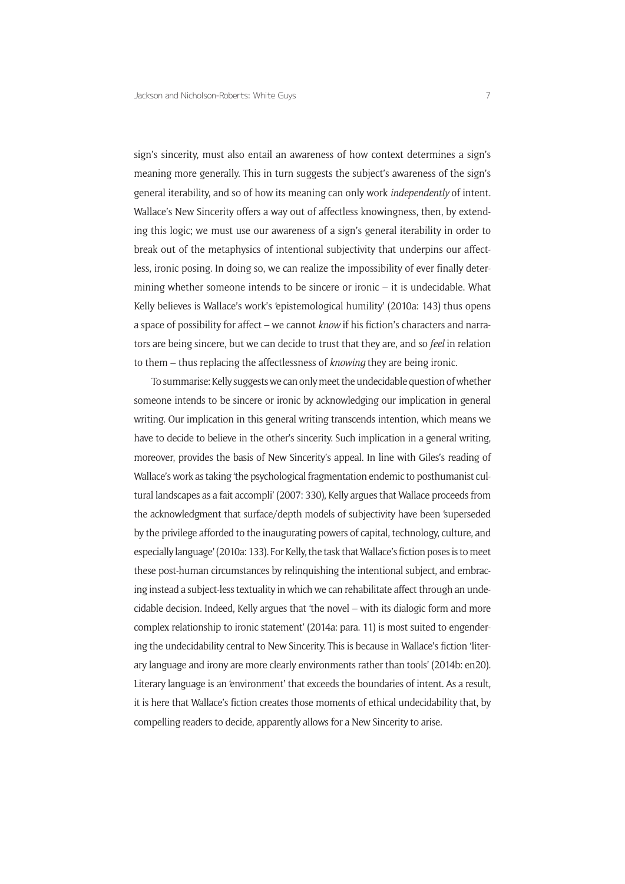sign's sincerity, must also entail an awareness of how context determines a sign's meaning more generally. This in turn suggests the subject's awareness of the sign's general iterability, and so of how its meaning can only work *independently* of intent. Wallace's New Sincerity offers a way out of affectless knowingness, then, by extending this logic; we must use our awareness of a sign's general iterability in order to break out of the metaphysics of intentional subjectivity that underpins our affectless, ironic posing. In doing so, we can realize the impossibility of ever finally determining whether someone intends to be sincere or ironic – it is undecidable. What Kelly believes is Wallace's work's 'epistemological humility' (2010a: 143) thus opens a space of possibility for affect – we cannot *know* if his fiction's characters and narrators are being sincere, but we can decide to trust that they are, and so *feel* in relation to them – thus replacing the affectlessness of *knowing* they are being ironic.

To summarise: Kelly suggests we can only meet the undecidable question of whether someone intends to be sincere or ironic by acknowledging our implication in general writing. Our implication in this general writing transcends intention, which means we have to decide to believe in the other's sincerity. Such implication in a general writing, moreover, provides the basis of New Sincerity's appeal. In line with Giles's reading of Wallace's work as taking 'the psychological fragmentation endemic to posthumanist cultural landscapes as a fait accompli' (2007: 330), Kelly argues that Wallace proceeds from the acknowledgment that surface/depth models of subjectivity have been 'superseded by the privilege afforded to the inaugurating powers of capital, technology, culture, and especially language' (2010a: 133). For Kelly, the task that Wallace's fiction poses is to meet these post-human circumstances by relinquishing the intentional subject, and embracing instead a subject-less textuality in which we can rehabilitate affect through an undecidable decision. Indeed, Kelly argues that 'the novel – with its dialogic form and more complex relationship to ironic statement' (2014a: para. 11) is most suited to engendering the undecidability central to New Sincerity. This is because in Wallace's fiction 'literary language and irony are more clearly environments rather than tools' (2014b: en20). Literary language is an 'environment' that exceeds the boundaries of intent. As a result, it is here that Wallace's fiction creates those moments of ethical undecidability that, by compelling readers to decide, apparently allows for a New Sincerity to arise.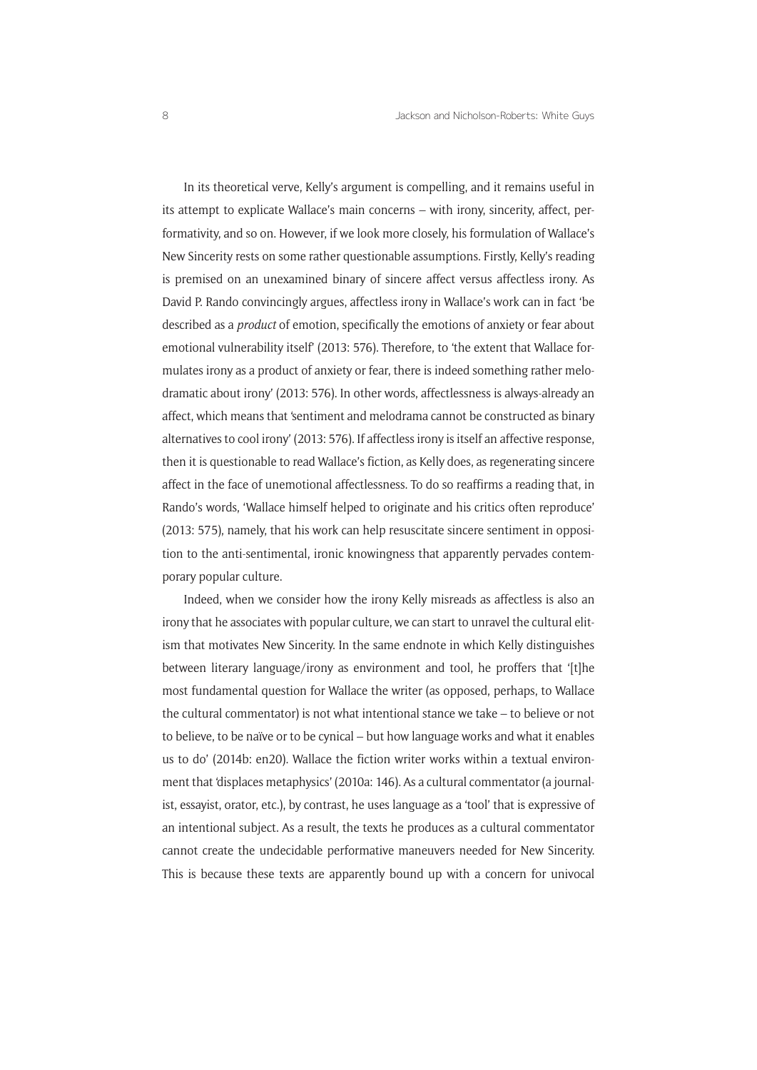In its theoretical verve, Kelly's argument is compelling, and it remains useful in its attempt to explicate Wallace's main concerns – with irony, sincerity, affect, performativity, and so on. However, if we look more closely, his formulation of Wallace's New Sincerity rests on some rather questionable assumptions. Firstly, Kelly's reading is premised on an unexamined binary of sincere affect versus affectless irony. As David P. Rando convincingly argues, affectless irony in Wallace's work can in fact 'be described as a *product* of emotion, specifically the emotions of anxiety or fear about emotional vulnerability itself' (2013: 576). Therefore, to 'the extent that Wallace formulates irony as a product of anxiety or fear, there is indeed something rather melodramatic about irony' (2013: 576). In other words, affectlessness is always-already an affect, which means that 'sentiment and melodrama cannot be constructed as binary alternatives to cool irony' (2013: 576). If affectless irony is itself an affective response, then it is questionable to read Wallace's fiction, as Kelly does, as regenerating sincere affect in the face of unemotional affectlessness. To do so reaffirms a reading that, in Rando's words, 'Wallace himself helped to originate and his critics often reproduce' (2013: 575), namely, that his work can help resuscitate sincere sentiment in opposition to the anti-sentimental, ironic knowingness that apparently pervades contemporary popular culture.

Indeed, when we consider how the irony Kelly misreads as affectless is also an irony that he associates with popular culture, we can start to unravel the cultural elitism that motivates New Sincerity. In the same endnote in which Kelly distinguishes between literary language/irony as environment and tool, he proffers that '[t]he most fundamental question for Wallace the writer (as opposed, perhaps, to Wallace the cultural commentator) is not what intentional stance we take – to believe or not to believe, to be naïve or to be cynical – but how language works and what it enables us to do' (2014b: en20). Wallace the fiction writer works within a textual environment that 'displaces metaphysics' (2010a: 146). As a cultural commentator (a journalist, essayist, orator, etc.), by contrast, he uses language as a 'tool' that is expressive of an intentional subject. As a result, the texts he produces as a cultural commentator cannot create the undecidable performative maneuvers needed for New Sincerity. This is because these texts are apparently bound up with a concern for univocal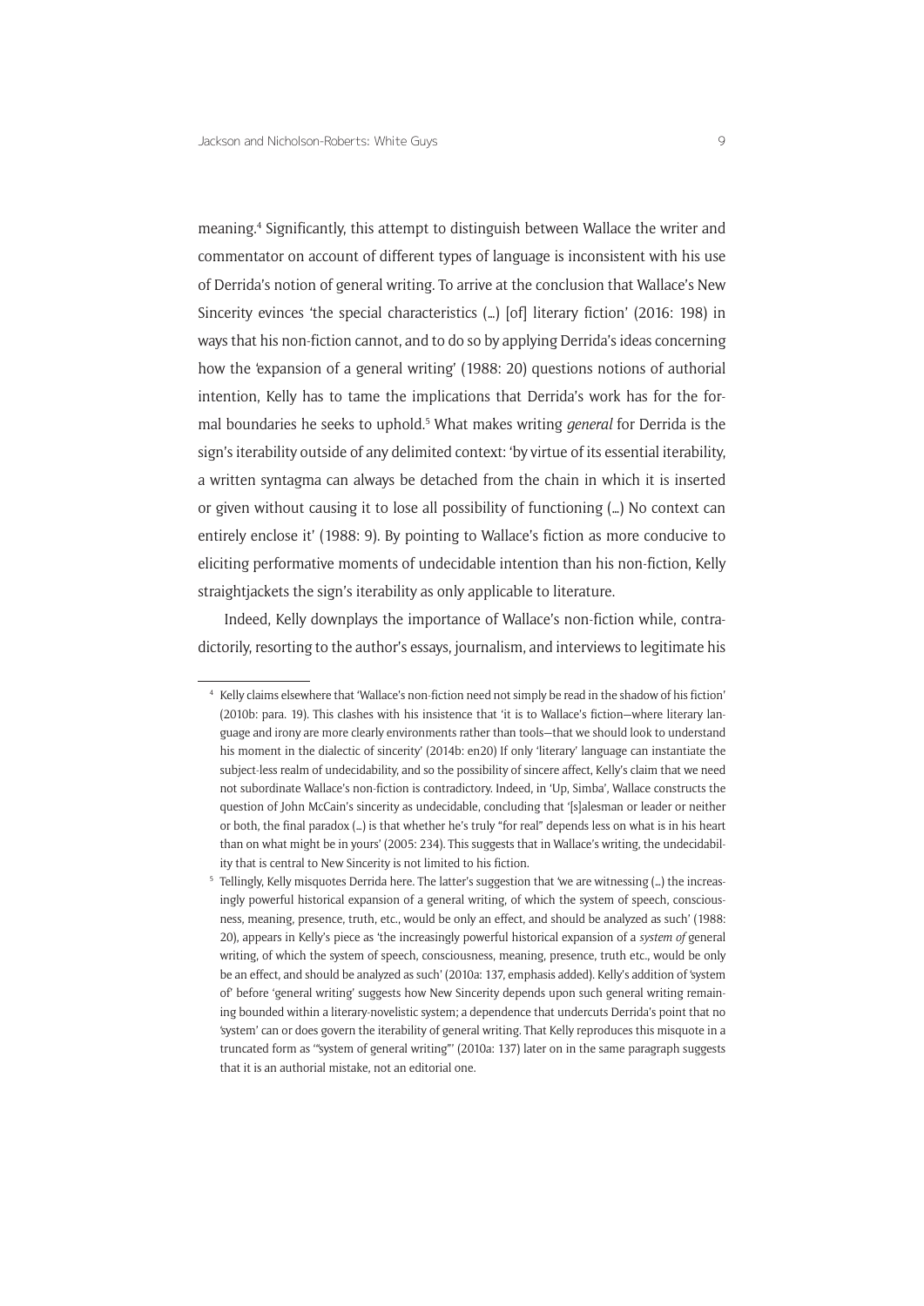meaning.[4] Significantly, this attempt to distinguish between Wallace the writer and commentator on account of different types of language is inconsistent with his use of Derrida's notion of general writing. To arrive at the conclusion that Wallace's New Sincerity evinces 'the special characteristics (…) [of] literary fiction' (2016: 198) in ways that his non-fiction cannot, and to do so by applying Derrida's ideas concerning how the 'expansion of a general writing' (1988: 20) questions notions of authorial intention, Kelly has to tame the implications that Derrida's work has for the formal boundaries he seeks to uphold.[5] What makes writing *general* for Derrida is the sign's iterability outside of any delimited context: 'by virtue of its essential iterability, a written syntagma can always be detached from the chain in which it is inserted or given without causing it to lose all possibility of functioning (…) No context can entirely enclose it' (1988: 9). By pointing to Wallace's fiction as more conducive to eliciting performative moments of undecidable intention than his non-fiction, Kelly straightjackets the sign's iterability as only applicable to literature.

Indeed, Kelly downplays the importance of Wallace's non-fiction while, contradictorily, resorting to the author's essays, journalism, and interviews to legitimate his

---

[4] Kelly claims elsewhere that 'Wallace's non-fiction need not simply be read in the shadow of his fiction' (2010b: para. 19). This clashes with his insistence that 'it is to Wallace's fiction—where literary language and irony are more clearly environments rather than tools—that we should look to understand his moment in the dialectic of sincerity' (2014b: en20) If only 'literary' language can instantiate the subject-less realm of undecidability, and so the possibility of sincere affect, Kelly's claim that we need not subordinate Wallace's non-fiction is contradictory. Indeed, in 'Up, Simba', Wallace constructs the question of John McCain's sincerity as undecidable, concluding that '[s]alesman or leader or neither or both, the final paradox (…) is that whether he's truly "for real" depends less on what is in his heart than on what might be in yours' (2005: 234). This suggests that in Wallace's writing, the undecidability that is central to New Sincerity is not limited to his fiction.

[5] Tellingly, Kelly misquotes Derrida here. The latter's suggestion that 'we are witnessing (…) the increasingly powerful historical expansion of a general writing, of which the system of speech, consciousness, meaning, presence, truth, etc., would be only an effect, and should be analyzed as such' (1988: 20), appears in Kelly's piece as 'the increasingly powerful historical expansion of a *system of* general writing, of which the system of speech, consciousness, meaning, presence, truth etc., would be only be an effect, and should be analyzed as such' (2010a: 137, emphasis added). Kelly's addition of 'system of' before 'general writing' suggests how New Sincerity depends upon such general writing remaining bounded within a literary-novelistic system; a dependence that undercuts Derrida's point that no 'system' can or does govern the iterability of general writing. That Kelly reproduces this misquote in a truncated form as '"system of general writing"' (2010a: 137) later on in the same paragraph suggests that it is an authorial mistake, not an editorial one.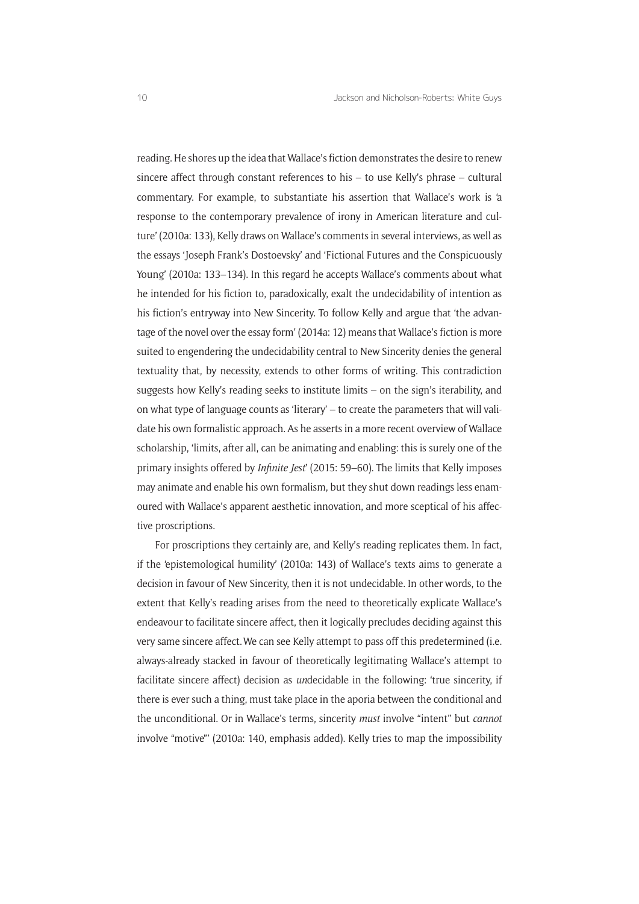reading. He shores up the idea that Wallace's fiction demonstrates the desire to renew sincere affect through constant references to his – to use Kelly's phrase – cultural commentary. For example, to substantiate his assertion that Wallace's work is 'a response to the contemporary prevalence of irony in American literature and culture' (2010a: 133), Kelly draws on Wallace's comments in several interviews, as well as the essays 'Joseph Frank's Dostoevsky' and 'Fictional Futures and the Conspicuously Young' (2010a: 133–134). In this regard he accepts Wallace's comments about what he intended for his fiction to, paradoxically, exalt the undecidability of intention as his fiction's entryway into New Sincerity. To follow Kelly and argue that 'the advantage of the novel over the essay form' (2014a: 12) means that Wallace's fiction is more suited to engendering the undecidability central to New Sincerity denies the general textuality that, by necessity, extends to other forms of writing. This contradiction suggests how Kelly's reading seeks to institute limits – on the sign's iterability, and on what type of language counts as 'literary' – to create the parameters that will validate his own formalistic approach. As he asserts in a more recent overview of Wallace scholarship, 'limits, after all, can be animating and enabling: this is surely one of the primary insights offered by *Infinite Jest*' (2015: 59–60). The limits that Kelly imposes may animate and enable his own formalism, but they shut down readings less enamoured with Wallace's apparent aesthetic innovation, and more sceptical of his affective proscriptions.

For proscriptions they certainly are, and Kelly's reading replicates them. In fact, if the 'epistemological humility' (2010a: 143) of Wallace's texts aims to generate a decision in favour of New Sincerity, then it is not undecidable. In other words, to the extent that Kelly's reading arises from the need to theoretically explicate Wallace's endeavour to facilitate sincere affect, then it logically precludes deciding against this very same sincere affect. We can see Kelly attempt to pass off this predetermined (i.e. always-already stacked in favour of theoretically legitimating Wallace's attempt to facilitate sincere affect) decision as *un*decidable in the following: 'true sincerity, if there is ever such a thing, must take place in the aporia between the conditional and the unconditional. Or in Wallace's terms, sincerity *must* involve "intent" but *cannot* involve "motive"' (2010a: 140, emphasis added). Kelly tries to map the impossibility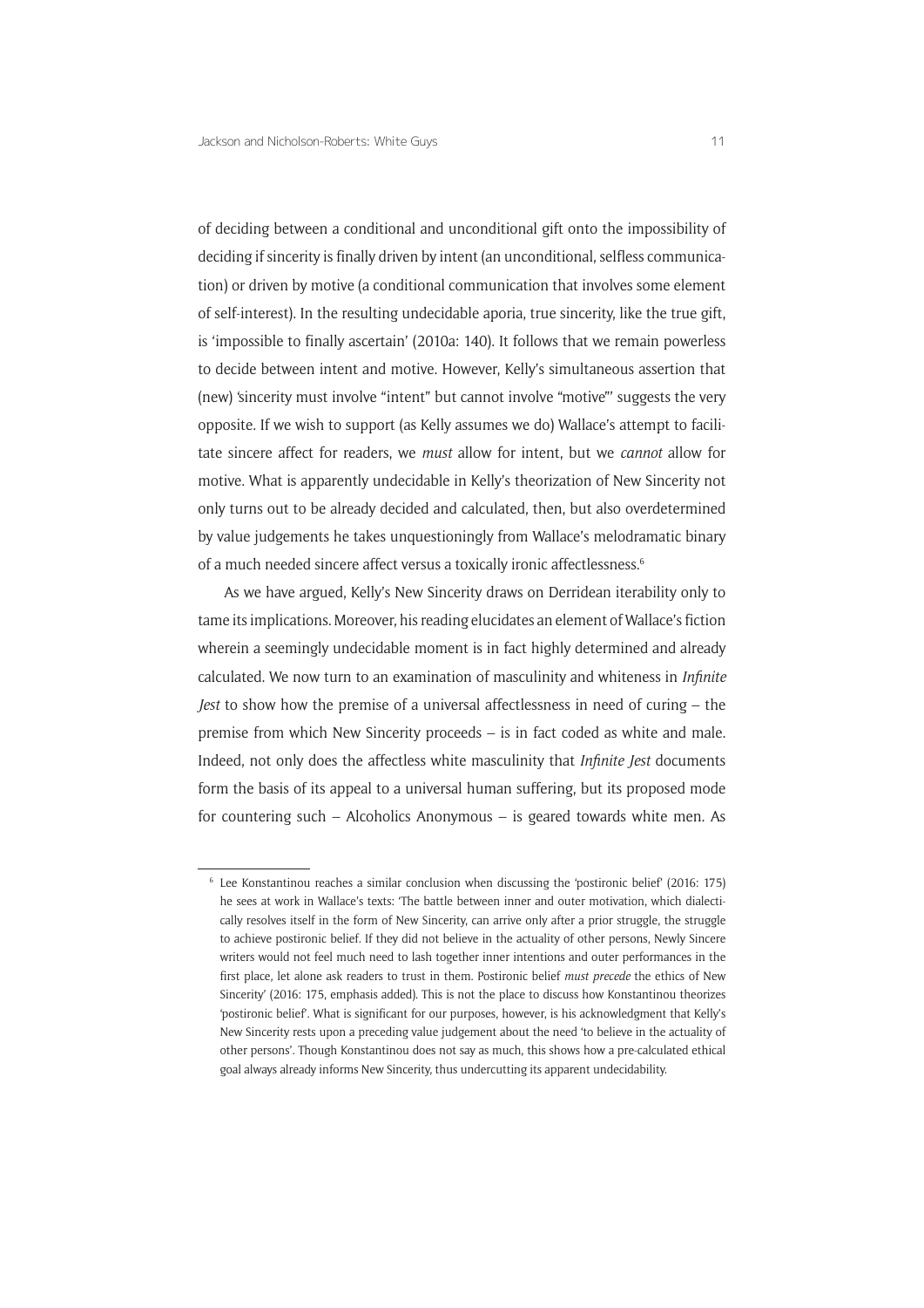of deciding between a conditional and unconditional gift onto the impossibility of deciding if sincerity is finally driven by intent (an unconditional, selfless communication) or driven by motive (a conditional communication that involves some element of self-interest). In the resulting undecidable aporia, true sincerity, like the true gift, is 'impossible to finally ascertain' (2010a: 140). It follows that we remain powerless to decide between intent and motive. However, Kelly's simultaneous assertion that (new) 'sincerity must involve "intent" but cannot involve "motive"' suggests the very opposite. If we wish to support (as Kelly assumes we do) Wallace's attempt to facilitate sincere affect for readers, we *must* allow for intent, but we *cannot* allow for motive. What is apparently undecidable in Kelly's theorization of New Sincerity not only turns out to be already decided and calculated, then, but also overdetermined by value judgements he takes unquestioningly from Wallace's melodramatic binary of a much needed sincere affect versus a toxically ironic affectlessness.[6]

As we have argued, Kelly's New Sincerity draws on Derridean iterability only to tame its implications. Moreover, his reading elucidates an element of Wallace's fiction wherein a seemingly undecidable moment is in fact highly determined and already calculated. We now turn to an examination of masculinity and whiteness in *Infinite Jest* to show how the premise of a universal affectlessness in need of curing – the premise from which New Sincerity proceeds – is in fact coded as white and male. Indeed, not only does the affectless white masculinity that *Infinite Jest* documents form the basis of its appeal to a universal human suffering, but its proposed mode for countering such – Alcoholics Anonymous – is geared towards white men. As

[6] Lee Konstantinou reaches a similar conclusion when discussing the 'postironic belief' (2016: 175) he sees at work in Wallace's texts: 'The battle between inner and outer motivation, which dialectically resolves itself in the form of New Sincerity, can arrive only after a prior struggle, the struggle to achieve postironic belief. If they did not believe in the actuality of other persons, Newly Sincere writers would not feel much need to lash together inner intentions and outer performances in the first place, let alone ask readers to trust in them. Postironic belief *must precede* the ethics of New Sincerity' (2016: 175, emphasis added). This is not the place to discuss how Konstantinou theorizes 'postironic belief'. What is significant for our purposes, however, is his acknowledgment that Kelly's New Sincerity rests upon a preceding value judgement about the need 'to believe in the actuality of other persons'. Though Konstantinou does not say as much, this shows how a pre-calculated ethical goal always already informs New Sincerity, thus undercutting its apparent undecidability.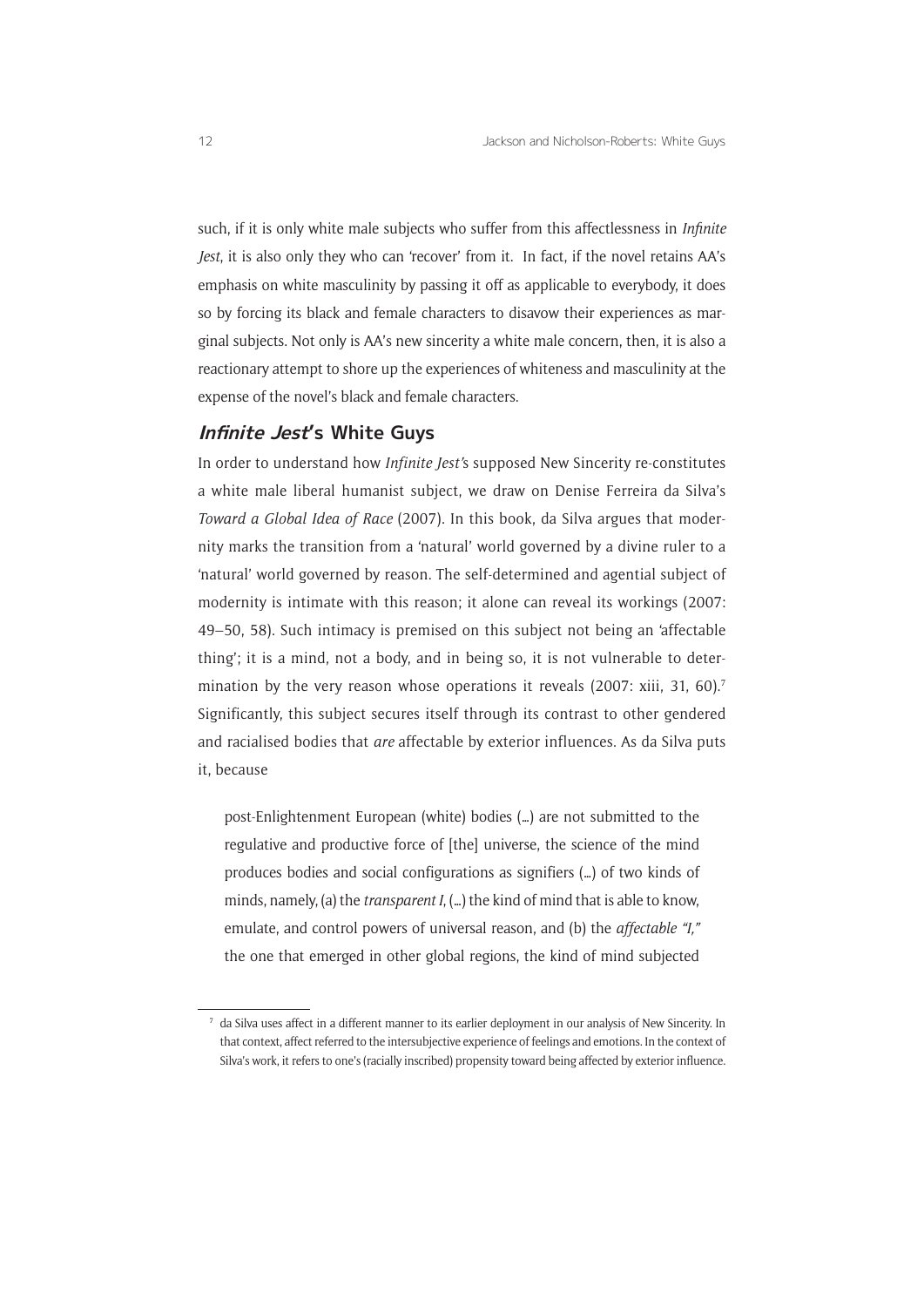such, if it is only white male subjects who suffer from this affectlessness in *Infinite Jest*, it is also only they who can 'recover' from it. In fact, if the novel retains AA's emphasis on white masculinity by passing it off as applicable to everybody, it does so by forcing its black and female characters to disavow their experiences as marginal subjects. Not only is AA's new sincerity a white male concern, then, it is also a reactionary attempt to shore up the experiences of whiteness and masculinity at the expense of the novel's black and female characters.

## *Infinite Jest*'s White Guys

In order to understand how *Infinite Jest*'s supposed New Sincerity re-constitutes a white male liberal humanist subject, we draw on Denise Ferreira da Silva's *Toward a Global Idea of Race* (2007). In this book, da Silva argues that modernity marks the transition from a 'natural' world governed by a divine ruler to a 'natural' world governed by reason. The self-determined and agential subject of modernity is intimate with this reason; it alone can reveal its workings (2007: 49–50, 58). Such intimacy is premised on this subject not being an 'affectable thing'; it is a mind, not a body, and in being so, it is not vulnerable to determination by the very reason whose operations it reveals (2007: xiii, 31, 60).[7] Significantly, this subject secures itself through its contrast to other gendered and racialised bodies that *are* affectable by exterior influences. As da Silva puts it, because

> post-Enlightenment European (white) bodies (…) are not submitted to the regulative and productive force of [the] universe, the science of the mind produces bodies and social configurations as signifiers (…) of two kinds of minds, namely, (a) the *transparent I*, (…) the kind of mind that is able to know, emulate, and control powers of universal reason, and (b) the *affectable "I,"* the one that emerged in other global regions, the kind of mind subjected

[7] da Silva uses affect in a different manner to its earlier deployment in our analysis of New Sincerity. In that context, affect referred to the intersubjective experience of feelings and emotions. In the context of Silva's work, it refers to one's (racially inscribed) propensity toward being affected by exterior influence.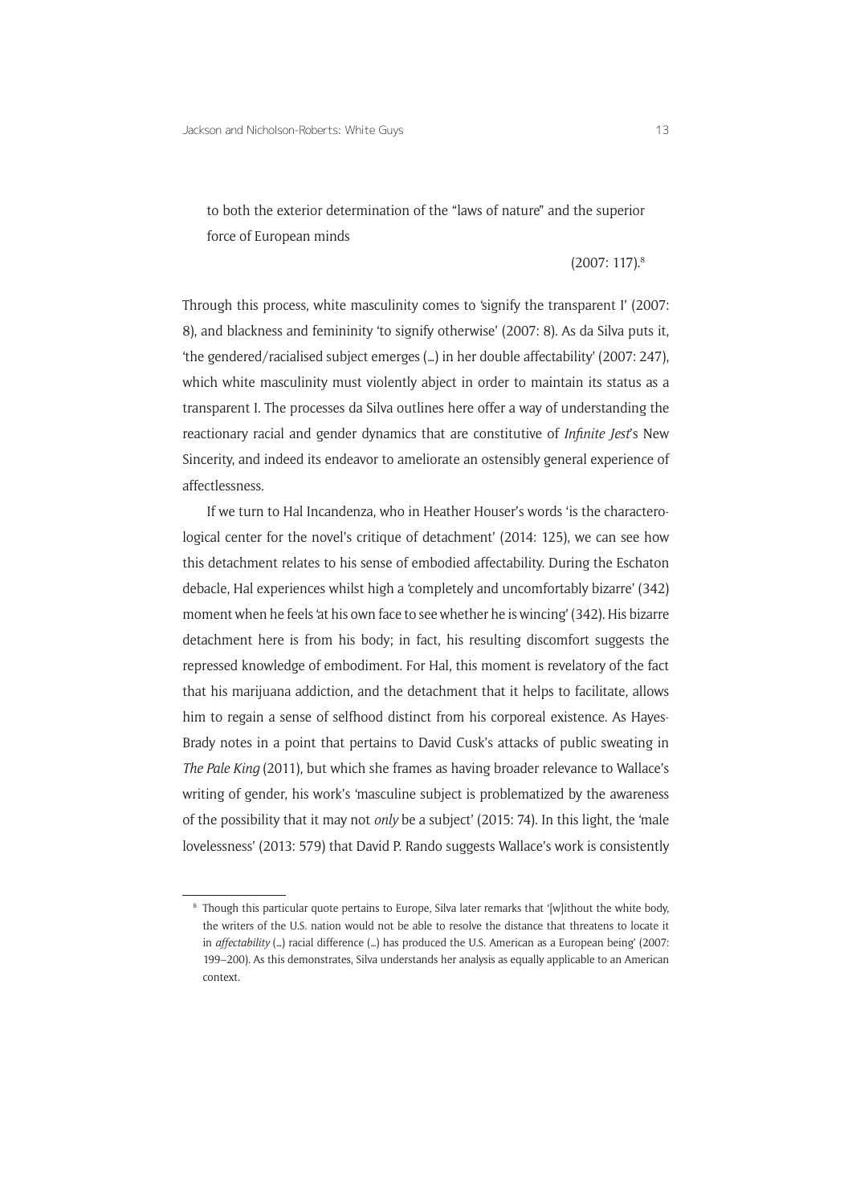> to both the exterior determination of the "laws of nature" and the superior force of European minds
>
> (2007: 117).[8]

Through this process, white masculinity comes to 'signify the transparent I' (2007: 8), and blackness and femininity 'to signify otherwise' (2007: 8). As da Silva puts it, 'the gendered/racialised subject emerges (…) in her double affectability' (2007: 247), which white masculinity must violently abject in order to maintain its status as a transparent I. The processes da Silva outlines here offer a way of understanding the reactionary racial and gender dynamics that are constitutive of *Infinite Jest*'s New Sincerity, and indeed its endeavor to ameliorate an ostensibly general experience of affectlessness.

If we turn to Hal Incandenza, who in Heather Houser's words 'is the characterological center for the novel's critique of detachment' (2014: 125), we can see how this detachment relates to his sense of embodied affectability. During the Eschaton debacle, Hal experiences whilst high a 'completely and uncomfortably bizarre' (342) moment when he feels 'at his own face to see whether he is wincing' (342). His bizarre detachment here is from his body; in fact, his resulting discomfort suggests the repressed knowledge of embodiment. For Hal, this moment is revelatory of the fact that his marijuana addiction, and the detachment that it helps to facilitate, allows him to regain a sense of selfhood distinct from his corporeal existence. As Hayes-Brady notes in a point that pertains to David Cusk's attacks of public sweating in *The Pale King* (2011), but which she frames as having broader relevance to Wallace's writing of gender, his work's 'masculine subject is problematized by the awareness of the possibility that it may not *only* be a subject' (2015: 74). In this light, the 'male lovelessness' (2013: 579) that David P. Rando suggests Wallace's work is consistently

[8] Though this particular quote pertains to Europe, Silva later remarks that '[w]ithout the white body, the writers of the U.S. nation would not be able to resolve the distance that threatens to locate it in *affectability* (…) racial difference (…) has produced the U.S. American as a European being' (2007: 199–200). As this demonstrates, Silva understands her analysis as equally applicable to an American context.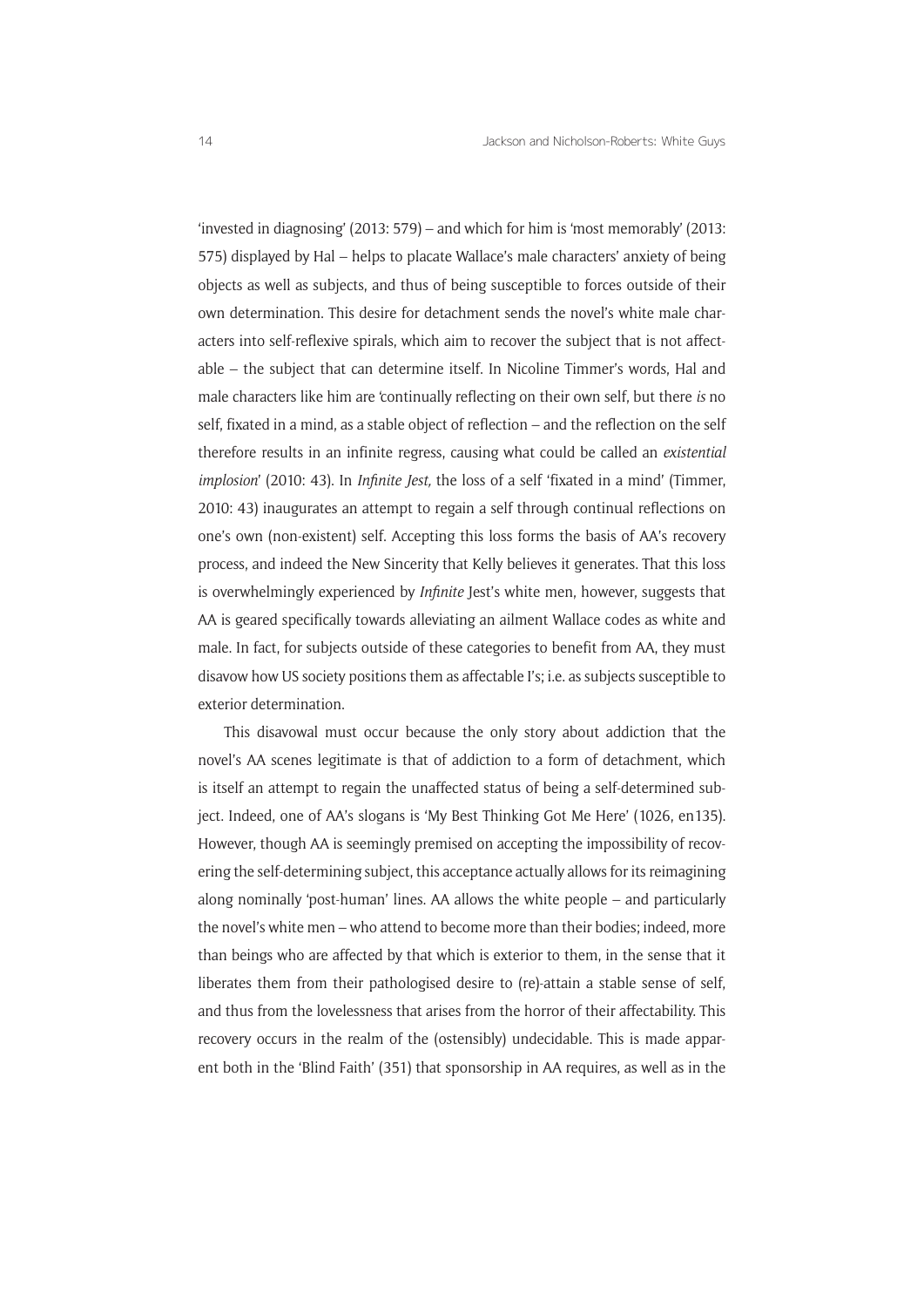'invested in diagnosing' (2013: 579) – and which for him is 'most memorably' (2013: 575) displayed by Hal – helps to placate Wallace's male characters' anxiety of being objects as well as subjects, and thus of being susceptible to forces outside of their own determination. This desire for detachment sends the novel's white male characters into self-reflexive spirals, which aim to recover the subject that is not affectable – the subject that can determine itself. In Nicoline Timmer's words, Hal and male characters like him are 'continually reflecting on their own self, but there *is* no self, fixated in a mind, as a stable object of reflection – and the reflection on the self therefore results in an infinite regress, causing what could be called an *existential implosion*' (2010: 43). In *Infinite Jest,* the loss of a self 'fixated in a mind' (Timmer, 2010: 43) inaugurates an attempt to regain a self through continual reflections on one's own (non-existent) self. Accepting this loss forms the basis of AA's recovery process, and indeed the New Sincerity that Kelly believes it generates. That this loss is overwhelmingly experienced by *Infinite* Jest's white men, however, suggests that AA is geared specifically towards alleviating an ailment Wallace codes as white and male. In fact, for subjects outside of these categories to benefit from AA, they must disavow how US society positions them as affectable I's; i.e. as subjects susceptible to exterior determination.

This disavowal must occur because the only story about addiction that the novel's AA scenes legitimate is that of addiction to a form of detachment, which is itself an attempt to regain the unaffected status of being a self-determined subject. Indeed, one of AA's slogans is 'My Best Thinking Got Me Here' (1026, en135). However, though AA is seemingly premised on accepting the impossibility of recovering the self-determining subject, this acceptance actually allows for its reimagining along nominally 'post-human' lines. AA allows the white people – and particularly the novel's white men – who attend to become more than their bodies; indeed, more than beings who are affected by that which is exterior to them, in the sense that it liberates them from their pathologised desire to (re)-attain a stable sense of self, and thus from the lovelessness that arises from the horror of their affectability. This recovery occurs in the realm of the (ostensibly) undecidable. This is made apparent both in the 'Blind Faith' (351) that sponsorship in AA requires, as well as in the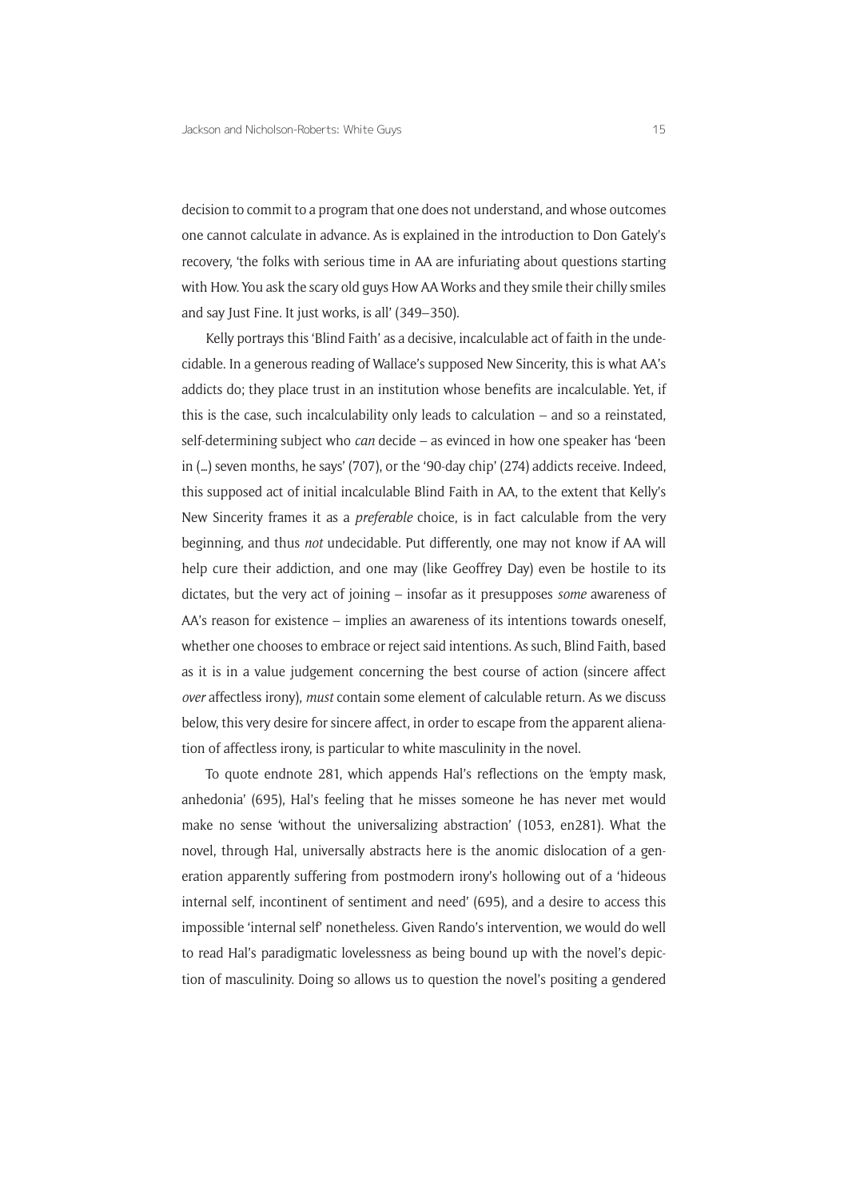decision to commit to a program that one does not understand, and whose outcomes one cannot calculate in advance. As is explained in the introduction to Don Gately's recovery, 'the folks with serious time in AA are infuriating about questions starting with How. You ask the scary old guys How AA Works and they smile their chilly smiles and say Just Fine. It just works, is all' (349–350).

Kelly portrays this 'Blind Faith' as a decisive, incalculable act of faith in the undecidable. In a generous reading of Wallace's supposed New Sincerity, this is what AA's addicts do; they place trust in an institution whose benefits are incalculable. Yet, if this is the case, such incalculability only leads to calculation – and so a reinstated, self-determining subject who *can* decide – as evinced in how one speaker has 'been in (…) seven months, he says' (707), or the '90-day chip' (274) addicts receive. Indeed, this supposed act of initial incalculable Blind Faith in AA, to the extent that Kelly's New Sincerity frames it as a *preferable* choice, is in fact calculable from the very beginning, and thus *not* undecidable. Put differently, one may not know if AA will help cure their addiction, and one may (like Geoffrey Day) even be hostile to its dictates, but the very act of joining – insofar as it presupposes *some* awareness of AA's reason for existence – implies an awareness of its intentions towards oneself, whether one chooses to embrace or reject said intentions. As such, Blind Faith, based as it is in a value judgement concerning the best course of action (sincere affect *over* affectless irony), *must* contain some element of calculable return. As we discuss below, this very desire for sincere affect, in order to escape from the apparent alienation of affectless irony, is particular to white masculinity in the novel.

To quote endnote 281, which appends Hal's reflections on the 'empty mask, anhedonia' (695), Hal's feeling that he misses someone he has never met would make no sense 'without the universalizing abstraction' (1053, en281). What the novel, through Hal, universally abstracts here is the anomic dislocation of a generation apparently suffering from postmodern irony's hollowing out of a 'hideous internal self, incontinent of sentiment and need' (695), and a desire to access this impossible 'internal self' nonetheless. Given Rando's intervention, we would do well to read Hal's paradigmatic lovelessness as being bound up with the novel's depiction of masculinity. Doing so allows us to question the novel's positing a gendered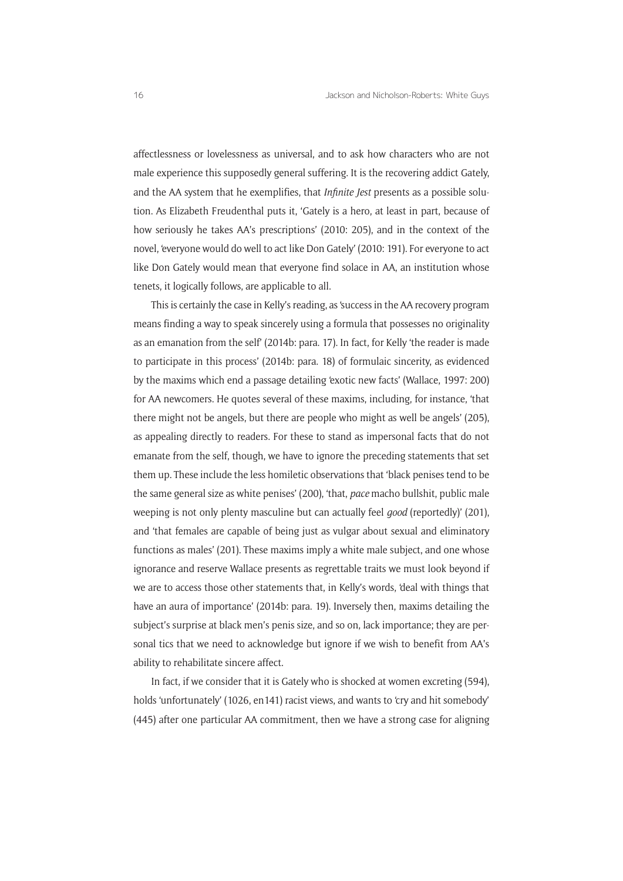affectlessness or lovelessness as universal, and to ask how characters who are not male experience this supposedly general suffering. It is the recovering addict Gately, and the AA system that he exemplifies, that *Infinite Jest* presents as a possible solution. As Elizabeth Freudenthal puts it, 'Gately is a hero, at least in part, because of how seriously he takes AA's prescriptions' (2010: 205), and in the context of the novel, 'everyone would do well to act like Don Gately' (2010: 191). For everyone to act like Don Gately would mean that everyone find solace in AA, an institution whose tenets, it logically follows, are applicable to all.

This is certainly the case in Kelly's reading, as 'success in the AA recovery program means finding a way to speak sincerely using a formula that possesses no originality as an emanation from the self' (2014b: para. 17). In fact, for Kelly 'the reader is made to participate in this process' (2014b: para. 18) of formulaic sincerity, as evidenced by the maxims which end a passage detailing 'exotic new facts' (Wallace, 1997: 200) for AA newcomers. He quotes several of these maxims, including, for instance, 'that there might not be angels, but there are people who might as well be angels' (205), as appealing directly to readers. For these to stand as impersonal facts that do not emanate from the self, though, we have to ignore the preceding statements that set them up. These include the less homiletic observations that 'black penises tend to be the same general size as white penises' (200), 'that, *pace* macho bullshit, public male weeping is not only plenty masculine but can actually feel *good* (reportedly)' (201), and 'that females are capable of being just as vulgar about sexual and eliminatory functions as males' (201). These maxims imply a white male subject, and one whose ignorance and reserve Wallace presents as regrettable traits we must look beyond if we are to access those other statements that, in Kelly's words, 'deal with things that have an aura of importance' (2014b: para. 19). Inversely then, maxims detailing the subject's surprise at black men's penis size, and so on, lack importance; they are personal tics that we need to acknowledge but ignore if we wish to benefit from AA's ability to rehabilitate sincere affect.

In fact, if we consider that it is Gately who is shocked at women excreting (594), holds 'unfortunately' (1026, en141) racist views, and wants to 'cry and hit somebody' (445) after one particular AA commitment, then we have a strong case for aligning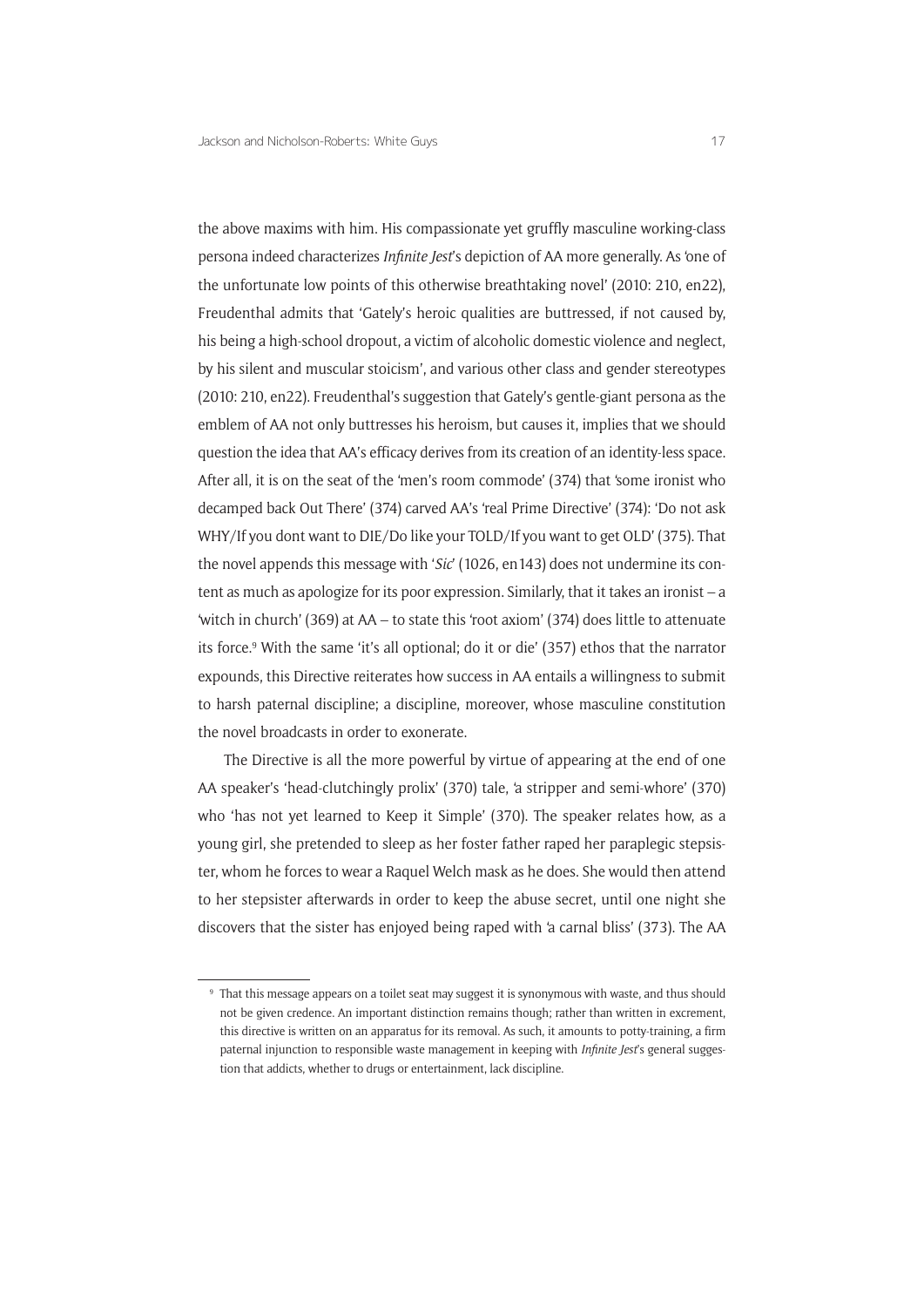the above maxims with him. His compassionate yet gruffly masculine working-class persona indeed characterizes *Infinite Jest*'s depiction of AA more generally. As 'one of the unfortunate low points of this otherwise breathtaking novel' (2010: 210, en22), Freudenthal admits that 'Gately's heroic qualities are buttressed, if not caused by, his being a high-school dropout, a victim of alcoholic domestic violence and neglect, by his silent and muscular stoicism', and various other class and gender stereotypes (2010: 210, en22). Freudenthal's suggestion that Gately's gentle-giant persona as the emblem of AA not only buttresses his heroism, but causes it, implies that we should question the idea that AA's efficacy derives from its creation of an identity-less space. After all, it is on the seat of the 'men's room commode' (374) that 'some ironist who decamped back Out There' (374) carved AA's 'real Prime Directive' (374): 'Do not ask WHY/If you dont want to DIE/Do like your TOLD/If you want to get OLD' (375). That the novel appends this message with '*Sic*' (1026, en143) does not undermine its content as much as apologize for its poor expression. Similarly, that it takes an ironist – a 'witch in church' (369) at AA – to state this 'root axiom' (374) does little to attenuate its force.[9] With the same 'it's all optional; do it or die' (357) ethos that the narrator expounds, this Directive reiterates how success in AA entails a willingness to submit to harsh paternal discipline; a discipline, moreover, whose masculine constitution the novel broadcasts in order to exonerate.

The Directive is all the more powerful by virtue of appearing at the end of one AA speaker's 'head-clutchingly prolix' (370) tale, 'a stripper and semi-whore' (370) who 'has not yet learned to Keep it Simple' (370). The speaker relates how, as a young girl, she pretended to sleep as her foster father raped her paraplegic stepsister, whom he forces to wear a Raquel Welch mask as he does. She would then attend to her stepsister afterwards in order to keep the abuse secret, until one night she discovers that the sister has enjoyed being raped with 'a carnal bliss' (373). The AA

---

[9] That this message appears on a toilet seat may suggest it is synonymous with waste, and thus should not be given credence. An important distinction remains though; rather than written in excrement, this directive is written on an apparatus for its removal. As such, it amounts to potty-training, a firm paternal injunction to responsible waste management in keeping with *Infinite Jest*'s general suggestion that addicts, whether to drugs or entertainment, lack discipline.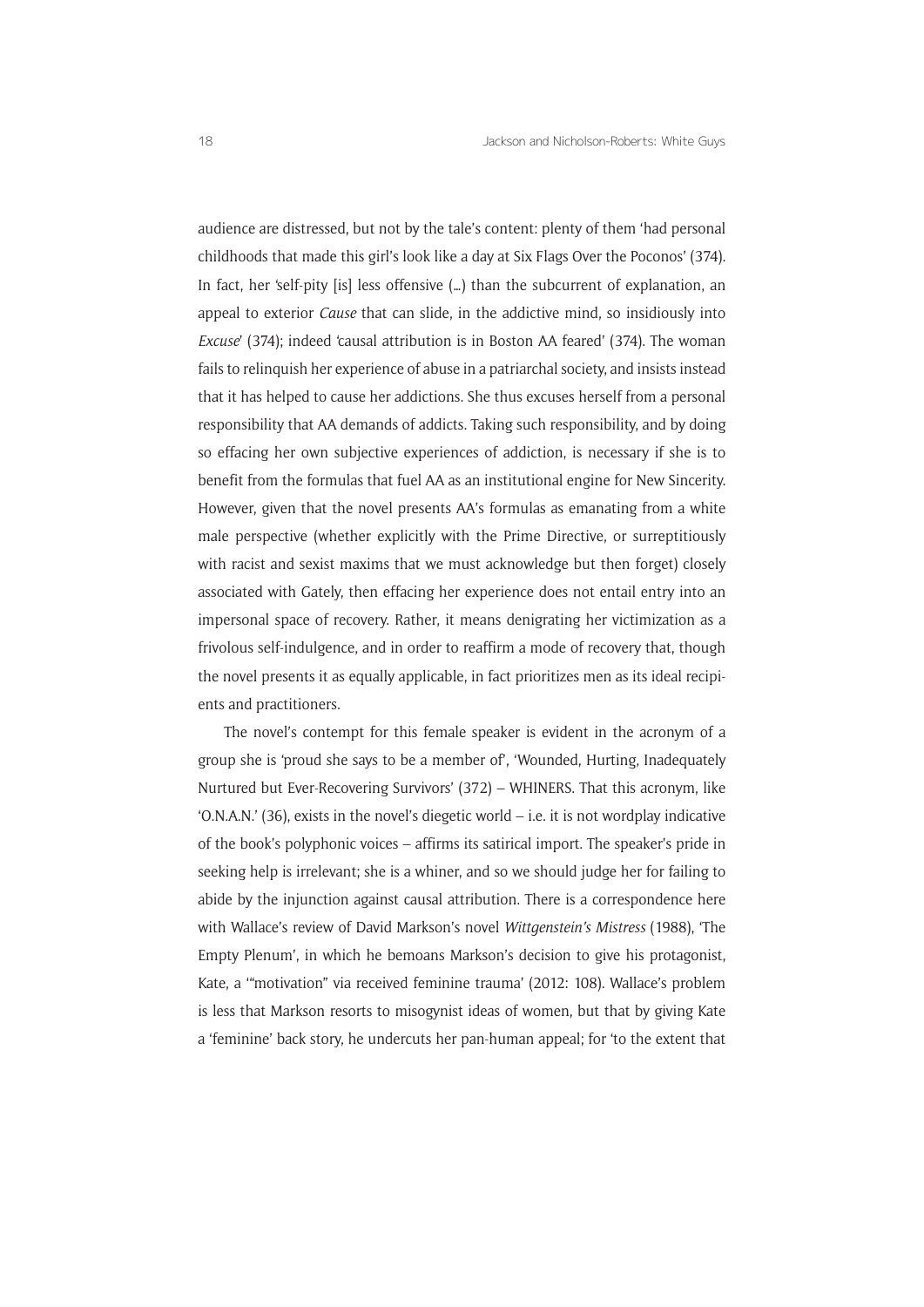audience are distressed, but not by the tale's content: plenty of them 'had personal childhoods that made this girl's look like a day at Six Flags Over the Poconos' (374). In fact, her 'self-pity [is] less offensive (…) than the subcurrent of explanation, an appeal to exterior *Cause* that can slide, in the addictive mind, so insidiously into *Excuse*' (374); indeed 'causal attribution is in Boston AA feared' (374). The woman fails to relinquish her experience of abuse in a patriarchal society, and insists instead that it has helped to cause her addictions. She thus excuses herself from a personal responsibility that AA demands of addicts. Taking such responsibility, and by doing so effacing her own subjective experiences of addiction, is necessary if she is to benefit from the formulas that fuel AA as an institutional engine for New Sincerity. However, given that the novel presents AA's formulas as emanating from a white male perspective (whether explicitly with the Prime Directive, or surreptitiously with racist and sexist maxims that we must acknowledge but then forget) closely associated with Gately, then effacing her experience does not entail entry into an impersonal space of recovery. Rather, it means denigrating her victimization as a frivolous self-indulgence, and in order to reaffirm a mode of recovery that, though the novel presents it as equally applicable, in fact prioritizes men as its ideal recipients and practitioners.

The novel's contempt for this female speaker is evident in the acronym of a group she is 'proud she says to be a member of', 'Wounded, Hurting, Inadequately Nurtured but Ever-Recovering Survivors' (372) – WHINERS. That this acronym, like 'O.N.A.N.' (36), exists in the novel's diegetic world – i.e. it is not wordplay indicative of the book's polyphonic voices – affirms its satirical import. The speaker's pride in seeking help is irrelevant; she is a whiner, and so we should judge her for failing to abide by the injunction against causal attribution. There is a correspondence here with Wallace's review of David Markson's novel *Wittgenstein's Mistress* (1988), 'The Empty Plenum', in which he bemoans Markson's decision to give his protagonist, Kate, a '"motivation" via received feminine trauma' (2012: 108). Wallace's problem is less that Markson resorts to misogynist ideas of women, but that by giving Kate a 'feminine' back story, he undercuts her pan-human appeal; for 'to the extent that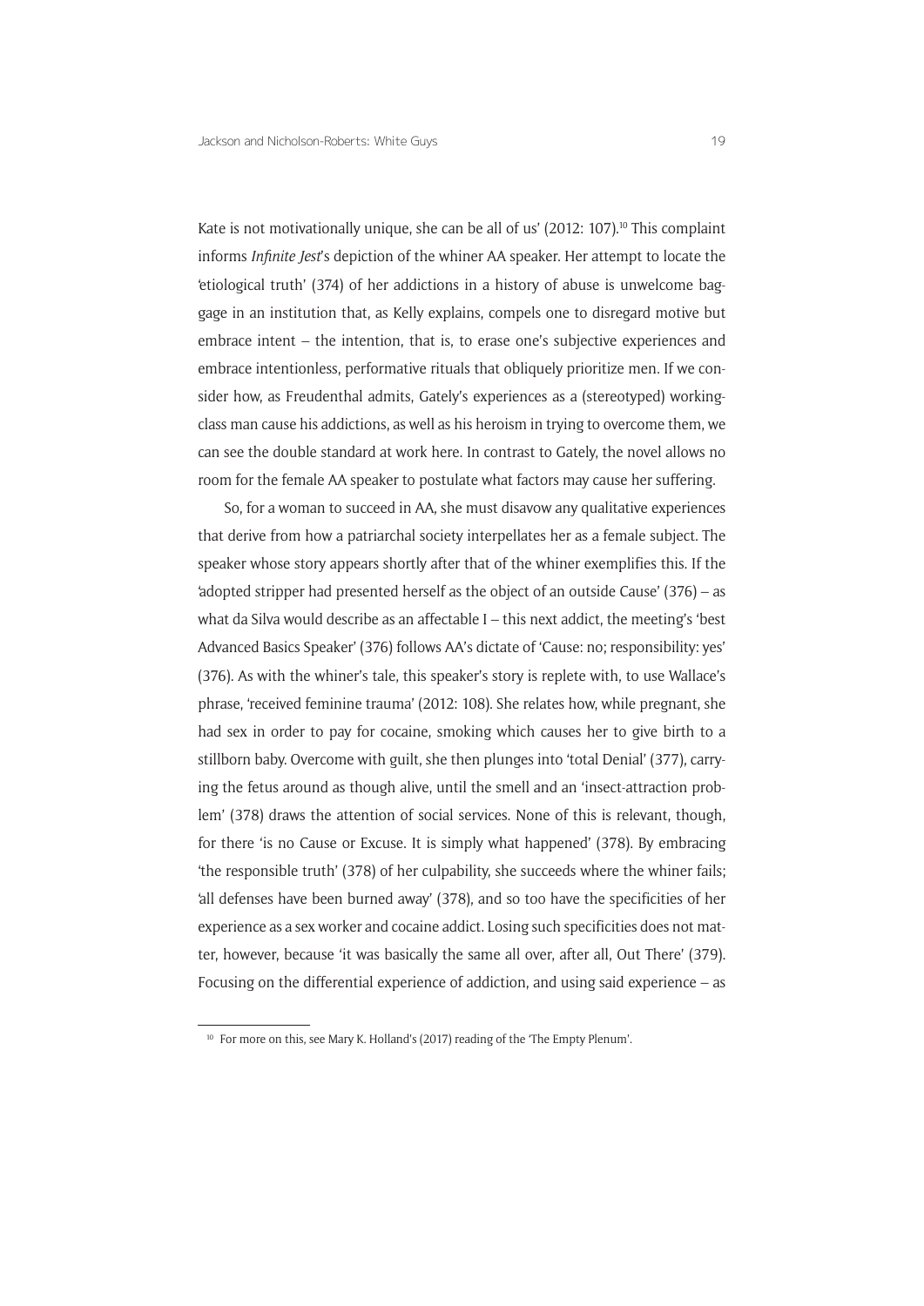Kate is not motivationally unique, she can be all of us' (2012: 107).[10] This complaint informs *Infinite Jest*'s depiction of the whiner AA speaker. Her attempt to locate the 'etiological truth' (374) of her addictions in a history of abuse is unwelcome baggage in an institution that, as Kelly explains, compels one to disregard motive but embrace intent – the intention, that is, to erase one's subjective experiences and embrace intentionless, performative rituals that obliquely prioritize men. If we consider how, as Freudenthal admits, Gately's experiences as a (stereotyped) working-class man cause his addictions, as well as his heroism in trying to overcome them, we can see the double standard at work here. In contrast to Gately, the novel allows no room for the female AA speaker to postulate what factors may cause her suffering.

So, for a woman to succeed in AA, she must disavow any qualitative experiences that derive from how a patriarchal society interpellates her as a female subject. The speaker whose story appears shortly after that of the whiner exemplifies this. If the 'adopted stripper had presented herself as the object of an outside Cause' (376) – as what da Silva would describe as an affectable I – this next addict, the meeting's 'best Advanced Basics Speaker' (376) follows AA's dictate of 'Cause: no; responsibility: yes' (376). As with the whiner's tale, this speaker's story is replete with, to use Wallace's phrase, 'received feminine trauma' (2012: 108). She relates how, while pregnant, she had sex in order to pay for cocaine, smoking which causes her to give birth to a stillborn baby. Overcome with guilt, she then plunges into 'total Denial' (377), carrying the fetus around as though alive, until the smell and an 'insect-attraction problem' (378) draws the attention of social services. None of this is relevant, though, for there 'is no Cause or Excuse. It is simply what happened' (378). By embracing 'the responsible truth' (378) of her culpability, she succeeds where the whiner fails; 'all defenses have been burned away' (378), and so too have the specificities of her experience as a sex worker and cocaine addict. Losing such specificities does not matter, however, because 'it was basically the same all over, after all, Out There' (379). Focusing on the differential experience of addiction, and using said experience – as

[10] For more on this, see Mary K. Holland's (2017) reading of the 'The Empty Plenum'.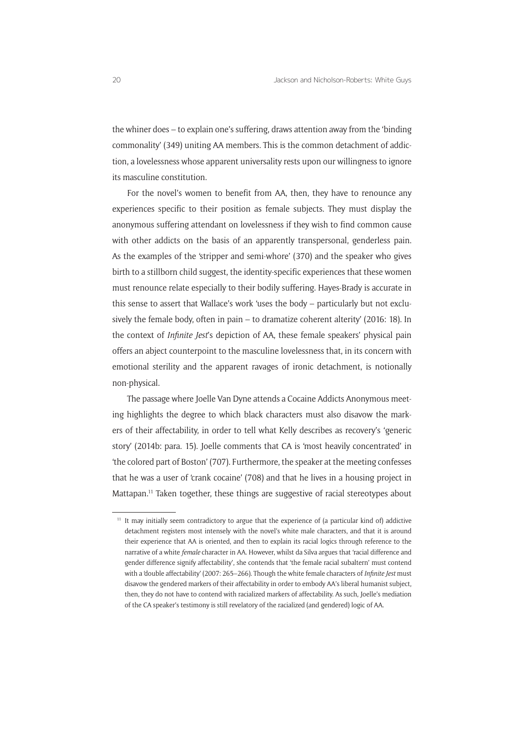the whiner does – to explain one's suffering, draws attention away from the 'binding commonality' (349) uniting AA members. This is the common detachment of addiction, a lovelessness whose apparent universality rests upon our willingness to ignore its masculine constitution.

For the novel's women to benefit from AA, then, they have to renounce any experiences specific to their position as female subjects. They must display the anonymous suffering attendant on lovelessness if they wish to find common cause with other addicts on the basis of an apparently transpersonal, genderless pain. As the examples of the 'stripper and semi-whore' (370) and the speaker who gives birth to a stillborn child suggest, the identity-specific experiences that these women must renounce relate especially to their bodily suffering. Hayes-Brady is accurate in this sense to assert that Wallace's work 'uses the body – particularly but not exclusively the female body, often in pain – to dramatize coherent alterity' (2016: 18). In the context of *Infinite Jest*'s depiction of AA, these female speakers' physical pain offers an abject counterpoint to the masculine lovelessness that, in its concern with emotional sterility and the apparent ravages of ironic detachment, is notionally non-physical.

The passage where Joelle Van Dyne attends a Cocaine Addicts Anonymous meeting highlights the degree to which black characters must also disavow the markers of their affectability, in order to tell what Kelly describes as recovery's 'generic story' (2014b: para. 15). Joelle comments that CA is 'most heavily concentrated' in 'the colored part of Boston' (707). Furthermore, the speaker at the meeting confesses that he was a user of 'crank cocaine' (708) and that he lives in a housing project in Mattapan.[11] Taken together, these things are suggestive of racial stereotypes about

[11] It may initially seem contradictory to argue that the experience of (a particular kind of) addictive detachment registers most intensely with the novel's white male characters, and that it is around their experience that AA is oriented, and then to explain its racial logics through reference to the narrative of a white *female* character in AA. However, whilst da Silva argues that 'racial difference and gender difference signify affectability', she contends that 'the female racial subaltern' must contend with a 'double affectability' (2007: 265–266). Though the white female characters of *Infinite Jest* must disavow the gendered markers of their affectability in order to embody AA's liberal humanist subject, then, they do not have to contend with racialized markers of affectability. As such, Joelle's mediation of the CA speaker's testimony is still revelatory of the racialized (and gendered) logic of AA.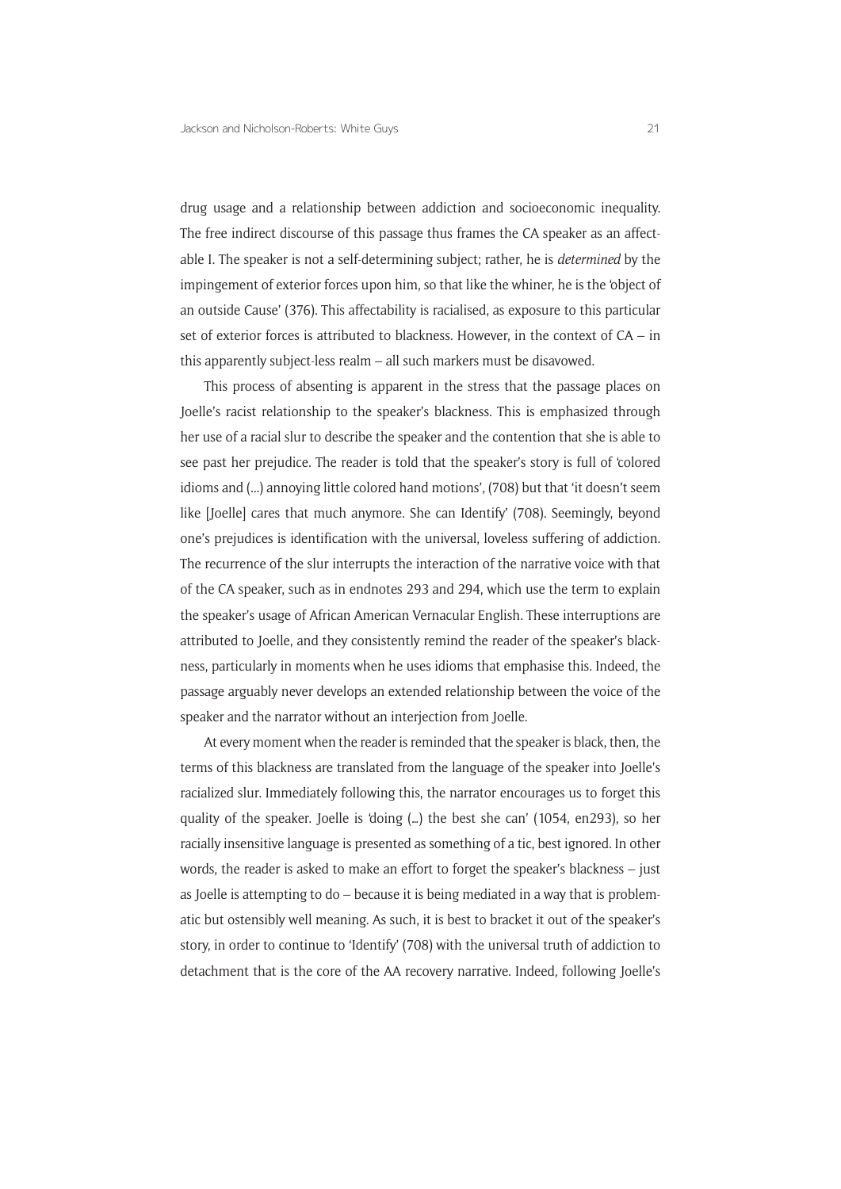drug usage and a relationship between addiction and socioeconomic inequality. The free indirect discourse of this passage thus frames the CA speaker as an affectable I. The speaker is not a self-determining subject; rather, he is *determined* by the impingement of exterior forces upon him, so that like the whiner, he is the 'object of an outside Cause' (376). This affectability is racialised, as exposure to this particular set of exterior forces is attributed to blackness. However, in the context of CA – in this apparently subject-less realm – all such markers must be disavowed.

This process of absenting is apparent in the stress that the passage places on Joelle's racist relationship to the speaker's blackness. This is emphasized through her use of a racial slur to describe the speaker and the contention that she is able to see past her prejudice. The reader is told that the speaker's story is full of 'colored idioms and (...) annoying little colored hand motions', (708) but that 'it doesn't seem like [Joelle] cares that much anymore. She can Identify' (708). Seemingly, beyond one's prejudices is identification with the universal, loveless suffering of addiction. The recurrence of the slur interrupts the interaction of the narrative voice with that of the CA speaker, such as in endnotes 293 and 294, which use the term to explain the speaker's usage of African American Vernacular English. These interruptions are attributed to Joelle, and they consistently remind the reader of the speaker's blackness, particularly in moments when he uses idioms that emphasise this. Indeed, the passage arguably never develops an extended relationship between the voice of the speaker and the narrator without an interjection from Joelle.

At every moment when the reader is reminded that the speaker is black, then, the terms of this blackness are translated from the language of the speaker into Joelle's racialized slur. Immediately following this, the narrator encourages us to forget this quality of the speaker. Joelle is 'doing (...) the best she can' (1054, en293), so her racially insensitive language is presented as something of a tic, best ignored. In other words, the reader is asked to make an effort to forget the speaker's blackness – just as Joelle is attempting to do – because it is being mediated in a way that is problematic but ostensibly well meaning. As such, it is best to bracket it out of the speaker's story, in order to continue to 'Identify' (708) with the universal truth of addiction to detachment that is the core of the AA recovery narrative. Indeed, following Joelle's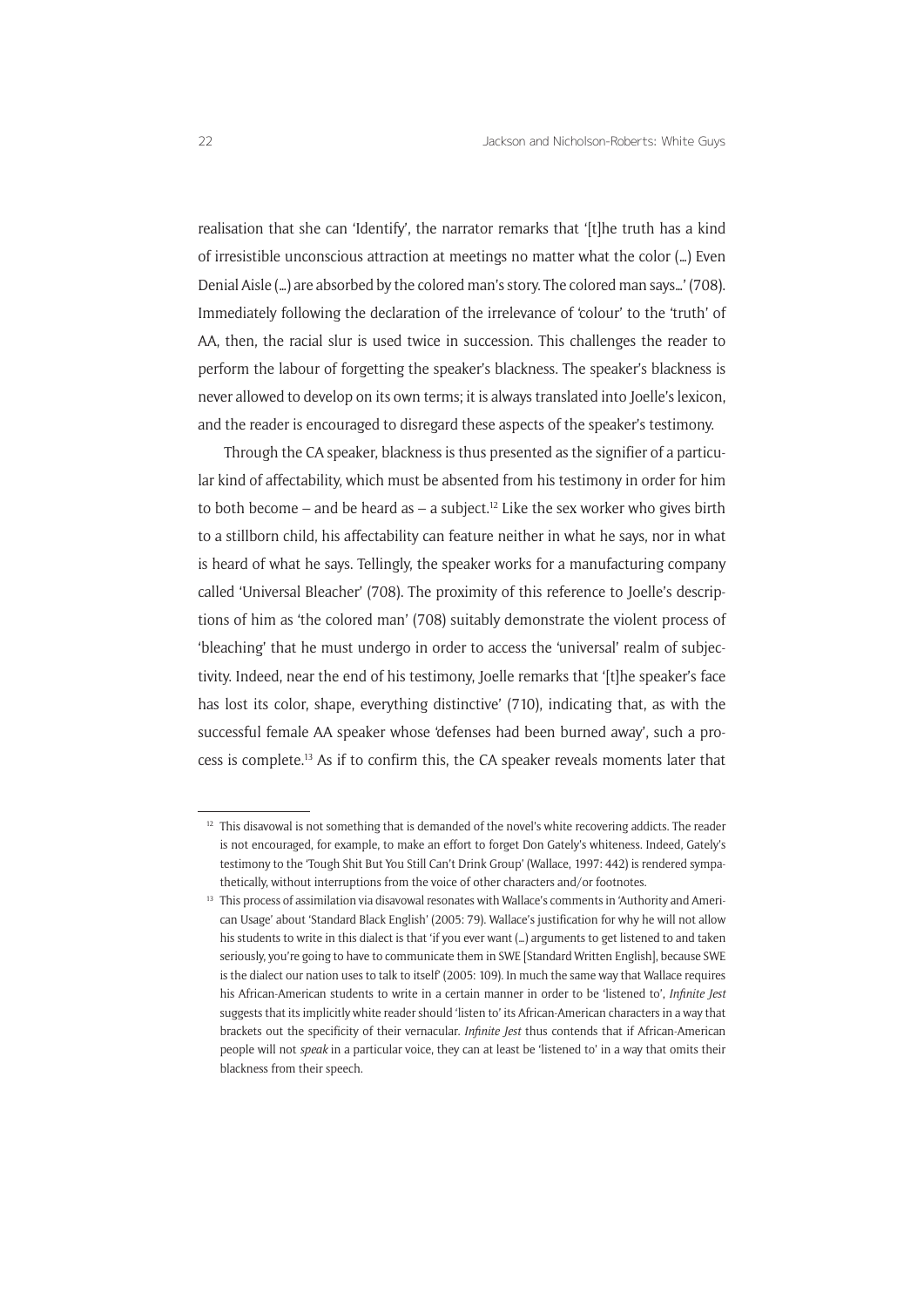realisation that she can 'Identify', the narrator remarks that '[t]he truth has a kind of irresistible unconscious attraction at meetings no matter what the color (...) Even Denial Aisle (...) are absorbed by the colored man's story. The colored man says...' (708). Immediately following the declaration of the irrelevance of 'colour' to the 'truth' of AA, then, the racial slur is used twice in succession. This challenges the reader to perform the labour of forgetting the speaker's blackness. The speaker's blackness is never allowed to develop on its own terms; it is always translated into Joelle's lexicon, and the reader is encouraged to disregard these aspects of the speaker's testimony.

Through the CA speaker, blackness is thus presented as the signifier of a particular kind of affectability, which must be absented from his testimony in order for him to both become – and be heard as – a subject.[12] Like the sex worker who gives birth to a stillborn child, his affectability can feature neither in what he says, nor in what is heard of what he says. Tellingly, the speaker works for a manufacturing company called 'Universal Bleacher' (708). The proximity of this reference to Joelle's descriptions of him as 'the colored man' (708) suitably demonstrate the violent process of 'bleaching' that he must undergo in order to access the 'universal' realm of subjectivity. Indeed, near the end of his testimony, Joelle remarks that '[t]he speaker's face has lost its color, shape, everything distinctive' (710), indicating that, as with the successful female AA speaker whose 'defenses had been burned away', such a process is complete.[13] As if to confirm this, the CA speaker reveals moments later that

---

[12] This disavowal is not something that is demanded of the novel's white recovering addicts. The reader is not encouraged, for example, to make an effort to forget Don Gately's whiteness. Indeed, Gately's testimony to the 'Tough Shit But You Still Can't Drink Group' (Wallace, 1997: 442) is rendered sympathetically, without interruptions from the voice of other characters and/or footnotes.

[13] This process of assimilation via disavowal resonates with Wallace's comments in 'Authority and American Usage' about 'Standard Black English' (2005: 79). Wallace's justification for why he will not allow his students to write in this dialect is that 'if you ever want (...) arguments to get listened to and taken seriously, you're going to have to communicate them in SWE [Standard Written English], because SWE is the dialect our nation uses to talk to itself' (2005: 109). In much the same way that Wallace requires his African-American students to write in a certain manner in order to be 'listened to', *Infinite Jest* suggests that its implicitly white reader should 'listen to' its African-American characters in a way that brackets out the specificity of their vernacular. *Infinite Jest* thus contends that if African-American people will not *speak* in a particular voice, they can at least be 'listened to' in a way that omits their blackness from their speech.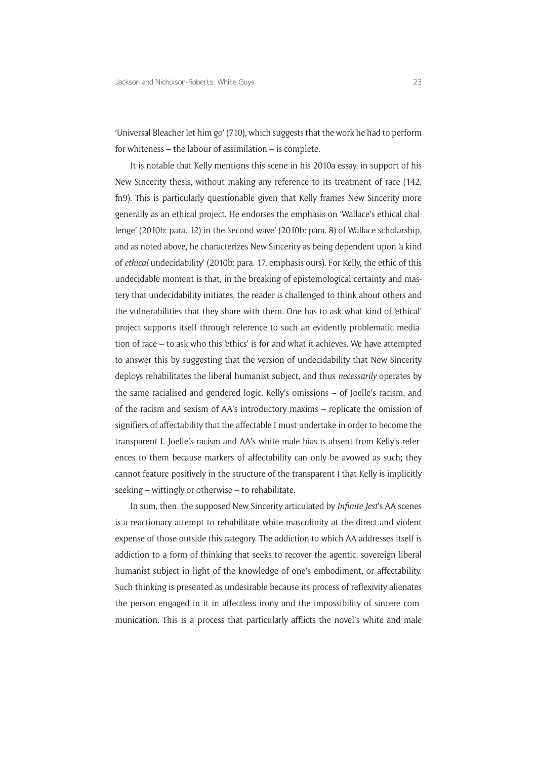'Universal Bleacher let him go' (710), which suggests that the work he had to perform for whiteness – the labour of assimilation – is complete.

It is notable that Kelly mentions this scene in his 2010a essay, in support of his New Sincerity thesis, without making any reference to its treatment of race (142, fn9). This is particularly questionable given that Kelly frames New Sincerity more generally as an ethical project. He endorses the emphasis on 'Wallace's ethical challenge' (2010b: para. 12) in the 'second wave' (2010b: para. 8) of Wallace scholarship, and as noted above, he characterizes New Sincerity as being dependent upon 'a kind of *ethical* undecidability' (2010b: para. 17, emphasis ours). For Kelly, the ethic of this undecidable moment is that, in the breaking of epistemological certainty and mastery that undecidability initiates, the reader is challenged to think about others and the vulnerabilities that they share with them. One has to ask what kind of 'ethical' project supports itself through reference to such an evidently problematic mediation of race – to ask who this 'ethics' is for and what it achieves. We have attempted to answer this by suggesting that the version of undecidability that New Sincerity deploys rehabilitates the liberal humanist subject, and thus *necessarily* operates by the same racialised and gendered logic. Kelly's omissions – of Joelle's racism, and of the racism and sexism of AA's introductory maxims – replicate the omission of signifiers of affectability that the affectable I must undertake in order to become the transparent I. Joelle's racism and AA's white male bias is absent from Kelly's references to them because markers of affectability can only be avowed as such; they cannot feature positively in the structure of the transparent I that Kelly is implicitly seeking – wittingly or otherwise – to rehabilitate.

In sum, then, the supposed New Sincerity articulated by *Infinite Jest*'s AA scenes is a reactionary attempt to rehabilitate white masculinity at the direct and violent expense of those outside this category. The addiction to which AA addresses itself is addiction to a form of thinking that seeks to recover the agentic, sovereign liberal humanist subject in light of the knowledge of one's embodiment, or affectability. Such thinking is presented as undesirable because its process of reflexivity alienates the person engaged in it in affectless irony and the impossibility of sincere communication. This is a process that particularly afflicts the novel's white and male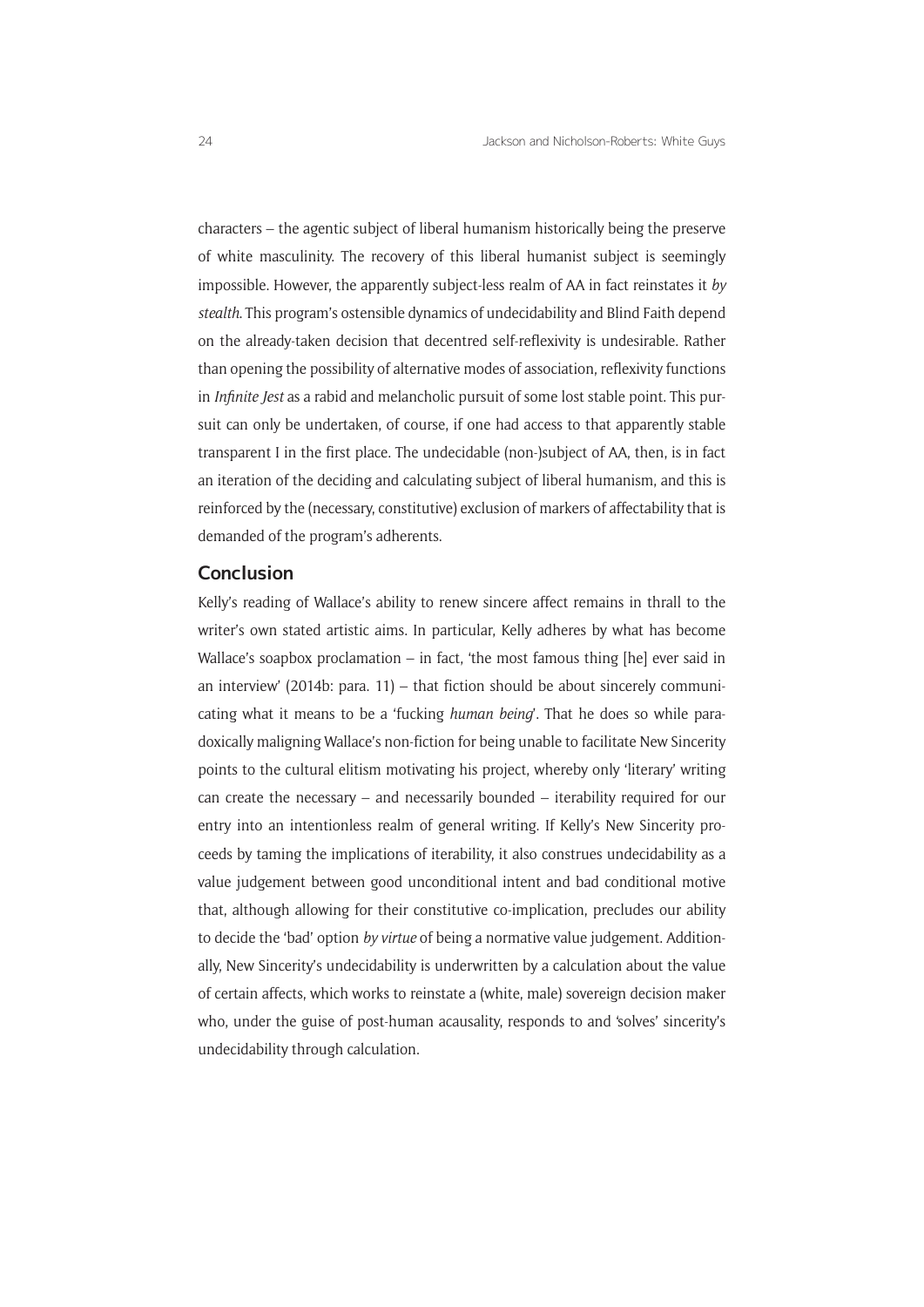characters – the agentic subject of liberal humanism historically being the preserve of white masculinity. The recovery of this liberal humanist subject is seemingly impossible. However, the apparently subject-less realm of AA in fact reinstates it *by stealth*. This program's ostensible dynamics of undecidability and Blind Faith depend on the already-taken decision that decentred self-reflexivity is undesirable. Rather than opening the possibility of alternative modes of association, reflexivity functions in *Infinite Jest* as a rabid and melancholic pursuit of some lost stable point. This pursuit can only be undertaken, of course, if one had access to that apparently stable transparent I in the first place. The undecidable (non-)subject of AA, then, is in fact an iteration of the deciding and calculating subject of liberal humanism, and this is reinforced by the (necessary, constitutive) exclusion of markers of affectability that is demanded of the program's adherents.

## Conclusion

Kelly's reading of Wallace's ability to renew sincere affect remains in thrall to the writer's own stated artistic aims. In particular, Kelly adheres by what has become Wallace's soapbox proclamation – in fact, 'the most famous thing [he] ever said in an interview' (2014b: para. 11) – that fiction should be about sincerely communicating what it means to be a 'fucking *human being*'. That he does so while paradoxically maligning Wallace's non-fiction for being unable to facilitate New Sincerity points to the cultural elitism motivating his project, whereby only 'literary' writing can create the necessary – and necessarily bounded – iterability required for our entry into an intentionless realm of general writing. If Kelly's New Sincerity proceeds by taming the implications of iterability, it also construes undecidability as a value judgement between good unconditional intent and bad conditional motive that, although allowing for their constitutive co-implication, precludes our ability to decide the 'bad' option *by virtue* of being a normative value judgement. Additionally, New Sincerity's undecidability is underwritten by a calculation about the value of certain affects, which works to reinstate a (white, male) sovereign decision maker who, under the guise of post-human acausality, responds to and 'solves' sincerity's undecidability through calculation.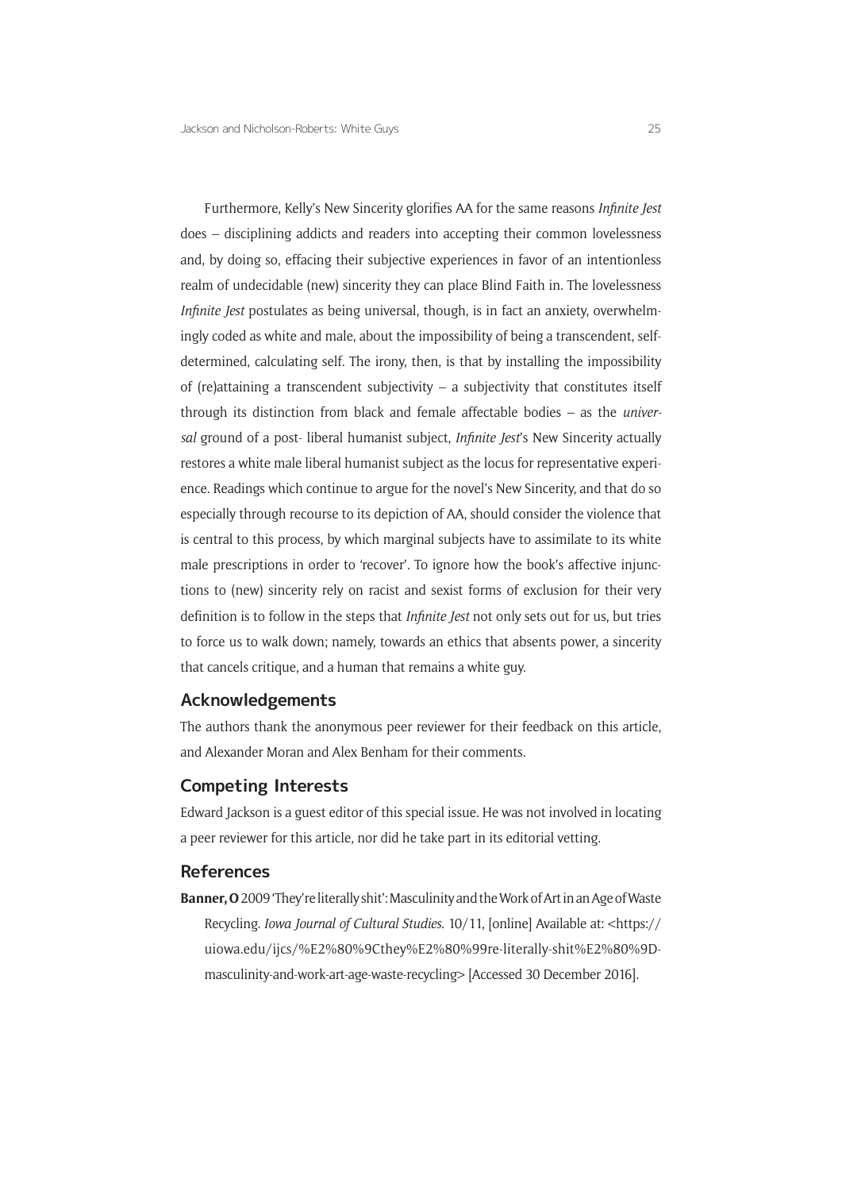Furthermore, Kelly's New Sincerity glorifies AA for the same reasons *Infinite Jest* does – disciplining addicts and readers into accepting their common lovelessness and, by doing so, effacing their subjective experiences in favor of an intentionless realm of undecidable (new) sincerity they can place Blind Faith in. The lovelessness *Infinite Jest* postulates as being universal, though, is in fact an anxiety, overwhelmingly coded as white and male, about the impossibility of being a transcendent, self-determined, calculating self. The irony, then, is that by installing the impossibility of (re)attaining a transcendent subjectivity – a subjectivity that constitutes itself through its distinction from black and female affectable bodies – as the *universal* ground of a post- liberal humanist subject, *Infinite Jest*'s New Sincerity actually restores a white male liberal humanist subject as the locus for representative experience. Readings which continue to argue for the novel's New Sincerity, and that do so especially through recourse to its depiction of AA, should consider the violence that is central to this process, by which marginal subjects have to assimilate to its white male prescriptions in order to 'recover'. To ignore how the book's affective injunctions to (new) sincerity rely on racist and sexist forms of exclusion for their very definition is to follow in the steps that *Infinite Jest* not only sets out for us, but tries to force us to walk down; namely, towards an ethics that absents power, a sincerity that cancels critique, and a human that remains a white guy.

## Acknowledgements

The authors thank the anonymous peer reviewer for their feedback on this article, and Alexander Moran and Alex Benham for their comments.

## Competing Interests

Edward Jackson is a guest editor of this special issue. He was not involved in locating a peer reviewer for this article, nor did he take part in its editorial vetting.

## References

**Banner, O** 2009 'They're literally shit': Masculinity and the Work of Art in an Age of Waste Recycling. *Iowa Journal of Cultural Studies*. 10/11, [online] Available at: <https://uiowa.edu/ijcs/%E2%80%9Cthey%E2%80%99re-literally-shit%E2%80%9D-masculinity-and-work-art-age-waste-recycling> [Accessed 30 December 2016].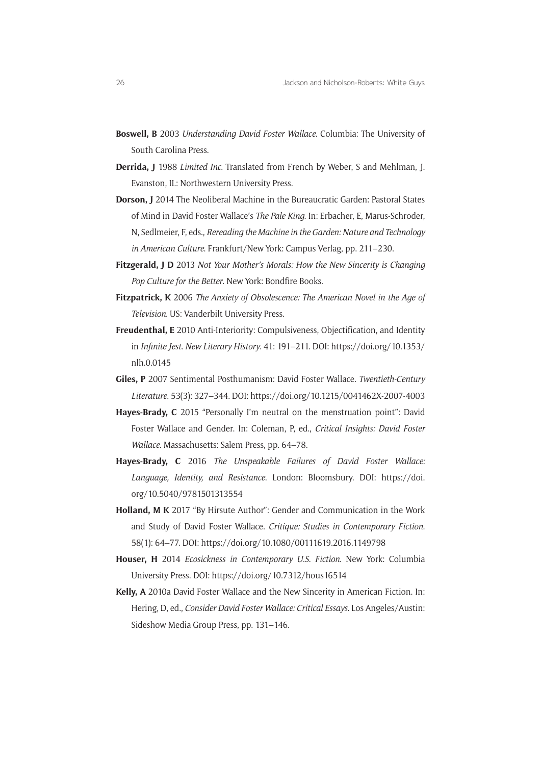**Boswell, B** 2003 *Understanding David Foster Wallace*. Columbia: The University of South Carolina Press.

**Derrida, J** 1988 *Limited Inc*. Translated from French by Weber, S and Mehlman, J. Evanston, IL: Northwestern University Press.

**Dorson, J** 2014 The Neoliberal Machine in the Bureaucratic Garden: Pastoral States of Mind in David Foster Wallace's *The Pale King*. In: Erbacher, E, Marus-Schroder, N, Sedlmeier, F, eds., *Rereading the Machine in the Garden: Nature and Technology in American Culture*. Frankfurt/New York: Campus Verlag, pp. 211–230.

**Fitzgerald, J D** 2013 *Not Your Mother's Morals: How the New Sincerity is Changing Pop Culture for the Better*. New York: Bondfire Books.

**Fitzpatrick, K** 2006 *The Anxiety of Obsolescence: The American Novel in the Age of Television*. US: Vanderbilt University Press.

**Freudenthal, E** 2010 Anti-Interiority: Compulsiveness, Objectification, and Identity in *Infinite Jest*. *New Literary History*. 41: 191–211. DOI: https://doi.org/10.1353/nlh.0.0145

**Giles, P** 2007 Sentimental Posthumanism: David Foster Wallace. *Twentieth-Century Literature*. 53(3): 327–344. DOI: https://doi.org/10.1215/0041462X-2007-4003

**Hayes-Brady, C** 2015 "Personally I'm neutral on the menstruation point": David Foster Wallace and Gender. In: Coleman, P, ed., *Critical Insights: David Foster Wallace*. Massachusetts: Salem Press, pp. 64–78.

**Hayes-Brady, C** 2016 *The Unspeakable Failures of David Foster Wallace: Language, Identity, and Resistance*. London: Bloomsbury. DOI: https://doi.org/10.5040/9781501313554

**Holland, M K** 2017 "By Hirsute Author": Gender and Communication in the Work and Study of David Foster Wallace. *Critique: Studies in Contemporary Fiction*. 58(1): 64–77. DOI: https://doi.org/10.1080/00111619.2016.1149798

**Houser, H** 2014 *Ecosickness in Contemporary U.S. Fiction*. New York: Columbia University Press. DOI: https://doi.org/10.7312/hous16514

**Kelly, A** 2010a David Foster Wallace and the New Sincerity in American Fiction. In: Hering, D, ed., *Consider David Foster Wallace: Critical Essays*. Los Angeles/Austin: Sideshow Media Group Press, pp. 131–146.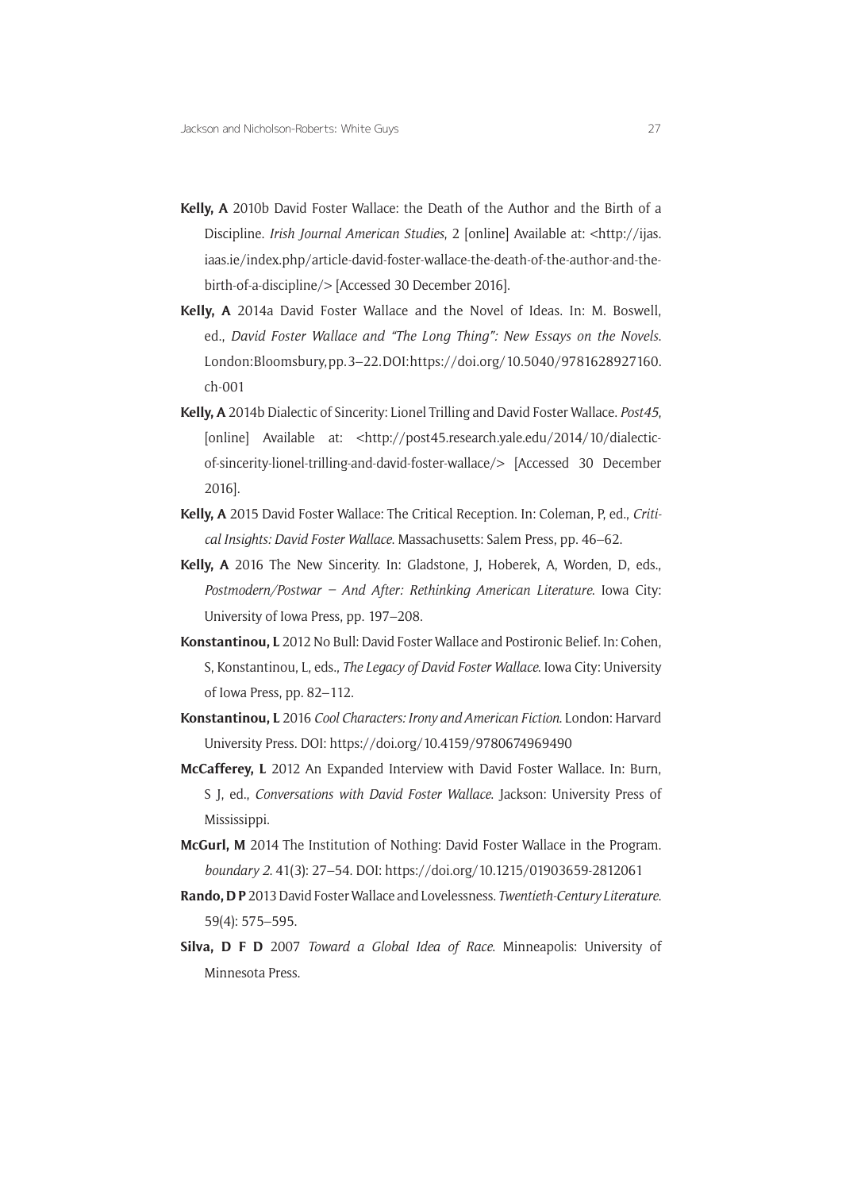**Kelly, A** 2010b David Foster Wallace: the Death of the Author and the Birth of a Discipline. *Irish Journal American Studies*, 2 [online] Available at: <http://ijas.iaas.ie/index.php/article-david-foster-wallace-the-death-of-the-author-and-the-birth-of-a-discipline/> [Accessed 30 December 2016].

**Kelly, A** 2014a David Foster Wallace and the Novel of Ideas. In: M. Boswell, ed., *David Foster Wallace and "The Long Thing": New Essays on the Novels*. London: Bloomsbury, pp. 3–22. DOI: https://doi.org/10.5040/9781628927160.ch-001

**Kelly, A** 2014b Dialectic of Sincerity: Lionel Trilling and David Foster Wallace. *Post45*, [online] Available at: <http://post45.research.yale.edu/2014/10/dialectic-of-sincerity-lionel-trilling-and-david-foster-wallace/> [Accessed 30 December 2016].

**Kelly, A** 2015 David Foster Wallace: The Critical Reception. In: Coleman, P, ed., *Critical Insights: David Foster Wallace*. Massachusetts: Salem Press, pp. 46–62.

**Kelly, A** 2016 The New Sincerity. In: Gladstone, J, Hoberek, A, Worden, D, eds., *Postmodern/Postwar – And After: Rethinking American Literature*. Iowa City: University of Iowa Press, pp. 197–208.

**Konstantinou, L** 2012 No Bull: David Foster Wallace and Postironic Belief. In: Cohen, S, Konstantinou, L, eds., *The Legacy of David Foster Wallace*. Iowa City: University of Iowa Press, pp. 82–112.

**Konstantinou, L** 2016 *Cool Characters: Irony and American Fiction*. London: Harvard University Press. DOI: https://doi.org/10.4159/9780674969490

**McCafferey, L** 2012 An Expanded Interview with David Foster Wallace. In: Burn, S J, ed., *Conversations with David Foster Wallace*. Jackson: University Press of Mississippi.

**McGurl, M** 2014 The Institution of Nothing: David Foster Wallace in the Program. *boundary 2*. 41(3): 27–54. DOI: https://doi.org/10.1215/01903659-2812061

**Rando, D P** 2013 David Foster Wallace and Lovelessness. *Twentieth-Century Literature*. 59(4): 575–595.

**Silva, D F D** 2007 *Toward a Global Idea of Race*. Minneapolis: University of Minnesota Press.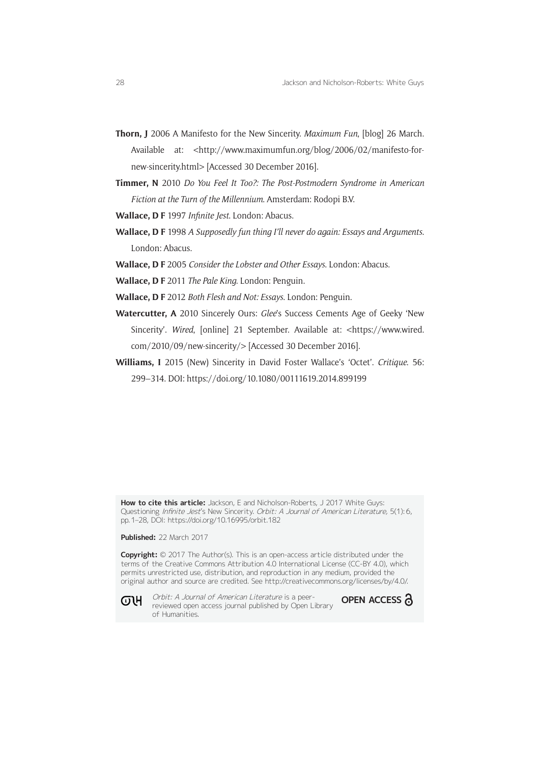**Thorn, J** 2006 A Manifesto for the New Sincerity. *Maximum Fun*, [blog] 26 March. Available at: <http://www.maximumfun.org/blog/2006/02/manifesto-for-new-sincerity.html> [Accessed 30 December 2016].

**Timmer, N** 2010 *Do You Feel It Too?: The Post-Postmodern Syndrome in American Fiction at the Turn of the Millennium*. Amsterdam: Rodopi B.V.

**Wallace, D F** 1997 *Infinite Jest*. London: Abacus.

**Wallace, D F** 1998 *A Supposedly fun thing I'll never do again: Essays and Arguments*. London: Abacus.

**Wallace, D F** 2005 *Consider the Lobster and Other Essays*. London: Abacus.

**Wallace, D F** 2011 *The Pale King*. London: Penguin.

**Wallace, D F** 2012 *Both Flesh and Not: Essays*. London: Penguin.

**Watercutter, A** 2010 Sincerely Ours: *Glee*'s Success Cements Age of Geeky 'New Sincerity'. *Wired*, [online] 21 September. Available at: <https://www.wired.com/2010/09/new-sincerity/> [Accessed 30 December 2016].

**Williams, I** 2015 (New) Sincerity in David Foster Wallace's 'Octet'. *Critique*. 56: 299–314. DOI: https://doi.org/10.1080/00111619.2014.899199

**How to cite this article:** Jackson, E and Nicholson-Roberts, J 2017 White Guys: Questioning *Infinite Jest*'s New Sincerity. *Orbit: A Journal of American Literature*, 5(1): 6, pp. 1–28, DOI: https://doi.org/10.16995/orbit.182

**Published:** 22 March 2017

**Copyright:** © 2017 The Author(s). This is an open-access article distributed under the terms of the Creative Commons Attribution 4.0 International License (CC-BY 4.0), which permits unrestricted use, distribution, and reproduction in any medium, provided the original author and source are credited. See http://creativecommons.org/licenses/by/4.0/.

*Orbit: A Journal of American Literature* is a peer-reviewed open access journal published by Open Library of Humanities.

OPEN ACCESS